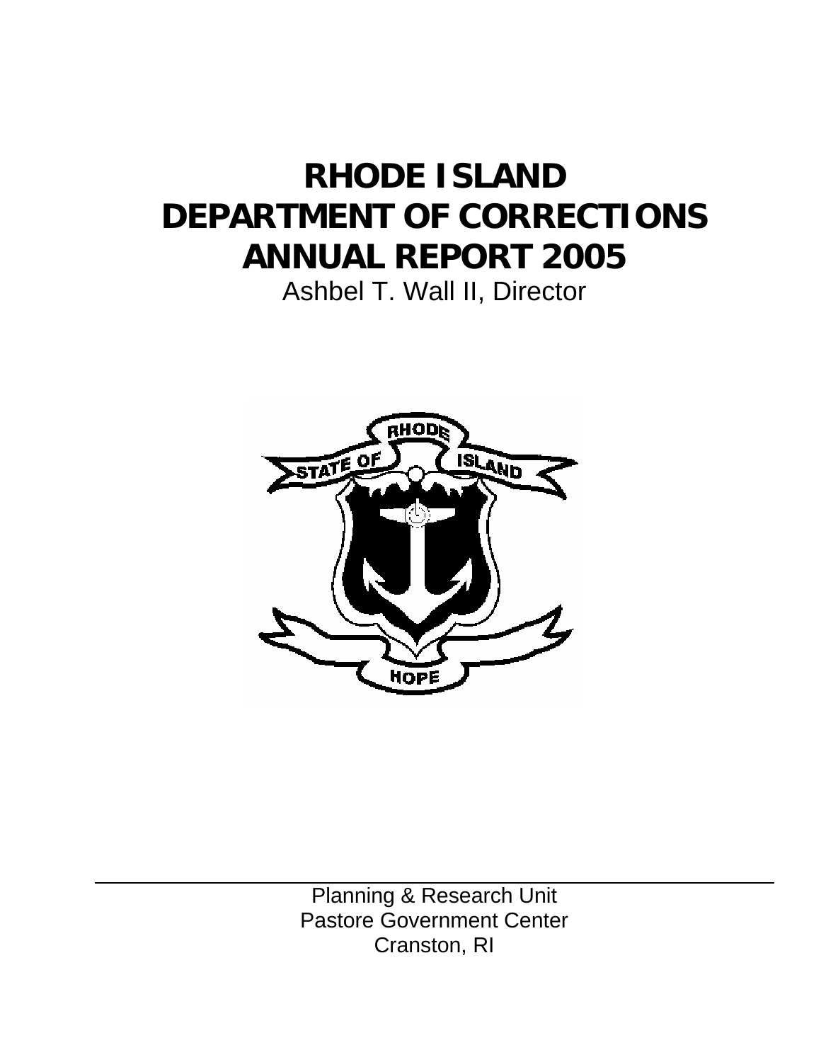# RHODE ISLAND DEPARTMENT OF CORRECTIONS ANNUAL REPORT 2005

Ashbel T. Wall II, Director

Planning & Research Unit
Pastore Government Center
Cranston, RI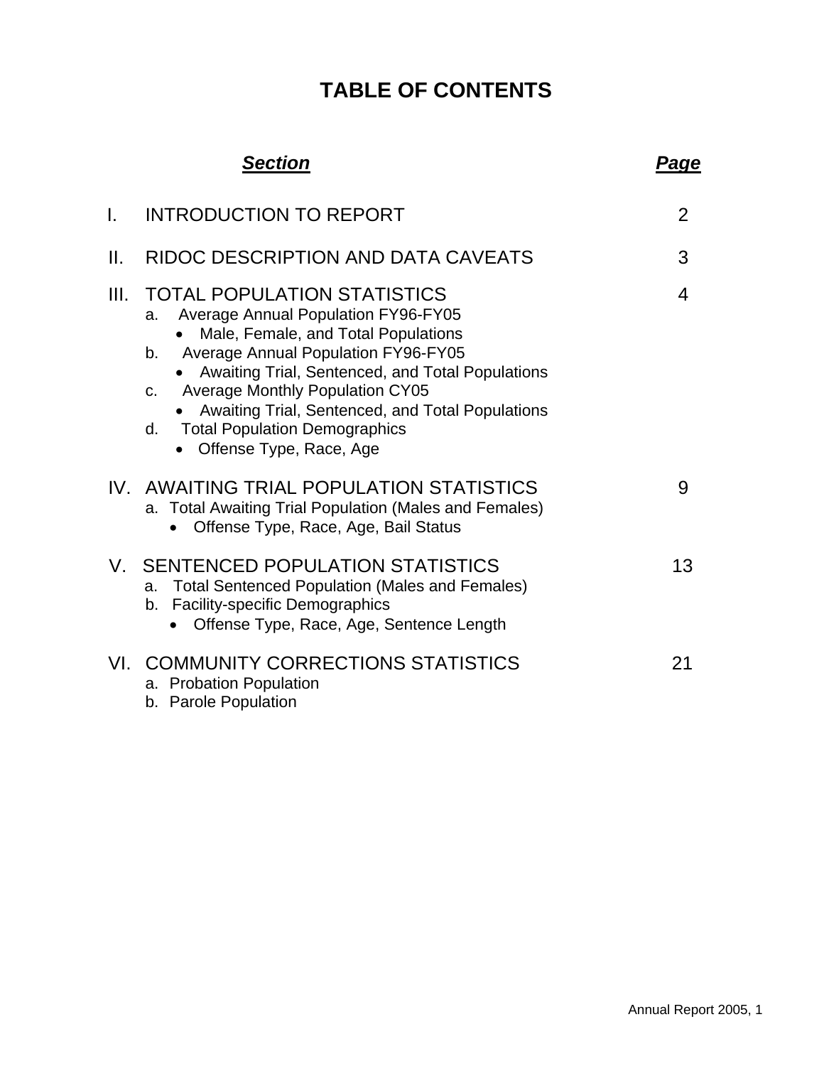# TABLE OF CONTENTS

| ***Section*** | ***Page*** |
|---|---|
| I. INTRODUCTION TO REPORT | 2 |
| II. RIDOC DESCRIPTION AND DATA CAVEATS | 3 |
| III. TOTAL POPULATION STATISTICS | 4 |
| IV. AWAITING TRIAL POPULATION STATISTICS | 9 |
| V. SENTENCED POPULATION STATISTICS | 13 |
| VI. COMMUNITY CORRECTIONS STATISTICS | 21 |

I. INTRODUCTION TO REPORT — 2

II. RIDOC DESCRIPTION AND DATA CAVEATS — 3

III. TOTAL POPULATION STATISTICS — 4

- a. Average Annual Population FY96-FY05
  - Male, Female, and Total Populations
- b. Average Annual Population FY96-FY05
  - Awaiting Trial, Sentenced, and Total Populations
- c. Average Monthly Population CY05
  - Awaiting Trial, Sentenced, and Total Populations
- d. Total Population Demographics
  - Offense Type, Race, Age

IV. AWAITING TRIAL POPULATION STATISTICS — 9

- a. Total Awaiting Trial Population (Males and Females)
  - Offense Type, Race, Age, Bail Status

V. SENTENCED POPULATION STATISTICS — 13

- a. Total Sentenced Population (Males and Females)
- b. Facility-specific Demographics
  - Offense Type, Race, Age, Sentence Length

VI. COMMUNITY CORRECTIONS STATISTICS — 21

- a. Probation Population
- b. Parole Population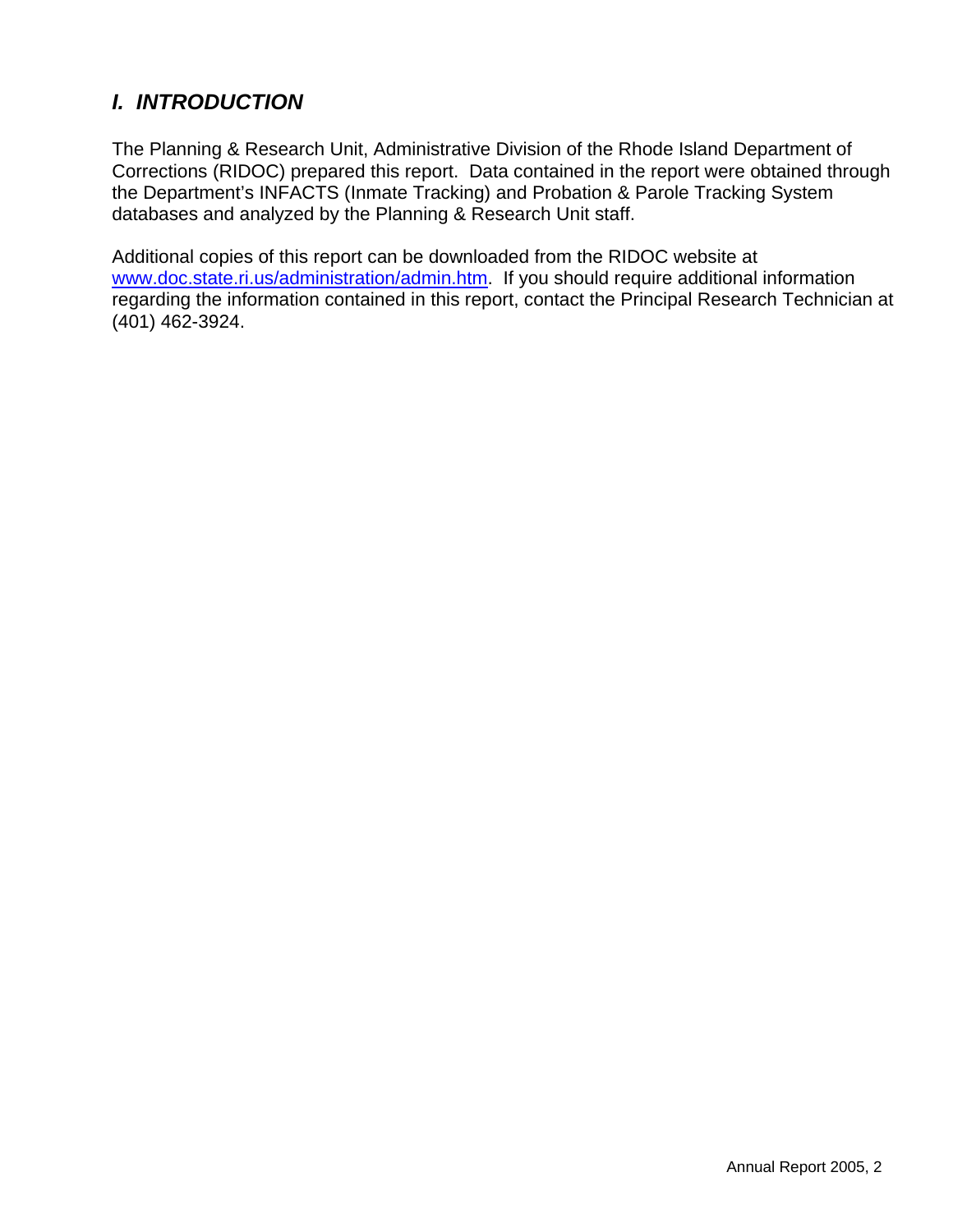## *I. INTRODUCTION*

The Planning & Research Unit, Administrative Division of the Rhode Island Department of Corrections (RIDOC) prepared this report. Data contained in the report were obtained through the Department's INFACTS (Inmate Tracking) and Probation & Parole Tracking System databases and analyzed by the Planning & Research Unit staff.

Additional copies of this report can be downloaded from the RIDOC website at [www.doc.state.ri.us/administration/admin.htm](www.doc.state.ri.us/administration/admin.htm). If you should require additional information regarding the information contained in this report, contact the Principal Research Technician at (401) 462-3924.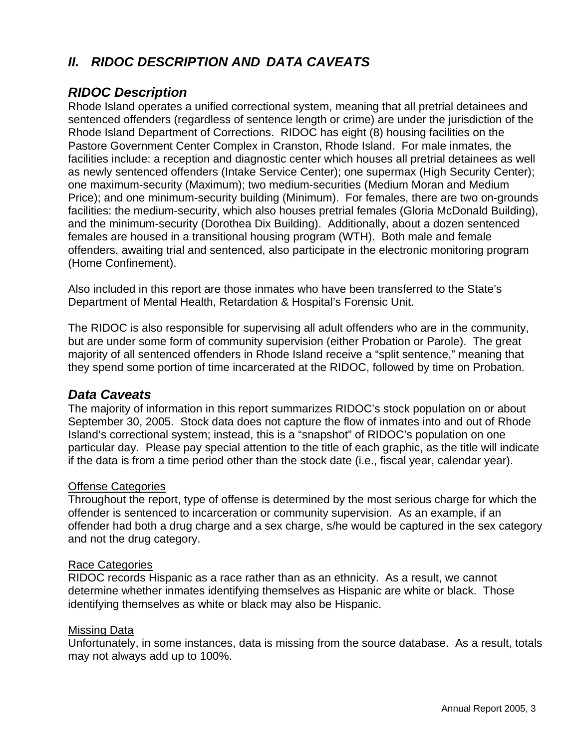## *II. RIDOC DESCRIPTION AND DATA CAVEATS*

### *RIDOC Description*

Rhode Island operates a unified correctional system, meaning that all pretrial detainees and sentenced offenders (regardless of sentence length or crime) are under the jurisdiction of the Rhode Island Department of Corrections. RIDOC has eight (8) housing facilities on the Pastore Government Center Complex in Cranston, Rhode Island. For male inmates, the facilities include: a reception and diagnostic center which houses all pretrial detainees as well as newly sentenced offenders (Intake Service Center); one supermax (High Security Center); one maximum-security (Maximum); two medium-securities (Medium Moran and Medium Price); and one minimum-security building (Minimum). For females, there are two on-grounds facilities: the medium-security, which also houses pretrial females (Gloria McDonald Building), and the minimum-security (Dorothea Dix Building). Additionally, about a dozen sentenced females are housed in a transitional housing program (WTH). Both male and female offenders, awaiting trial and sentenced, also participate in the electronic monitoring program (Home Confinement).

Also included in this report are those inmates who have been transferred to the State's Department of Mental Health, Retardation & Hospital's Forensic Unit.

The RIDOC is also responsible for supervising all adult offenders who are in the community, but are under some form of community supervision (either Probation or Parole). The great majority of all sentenced offenders in Rhode Island receive a "split sentence," meaning that they spend some portion of time incarcerated at the RIDOC, followed by time on Probation.

### *Data Caveats*

The majority of information in this report summarizes RIDOC's stock population on or about September 30, 2005. Stock data does not capture the flow of inmates into and out of Rhode Island's correctional system; instead, this is a "snapshot" of RIDOC's population on one particular day. Please pay special attention to the title of each graphic, as the title will indicate if the data is from a time period other than the stock date (i.e., fiscal year, calendar year).

<u>Offense Categories</u>

Throughout the report, type of offense is determined by the most serious charge for which the offender is sentenced to incarceration or community supervision. As an example, if an offender had both a drug charge and a sex charge, s/he would be captured in the sex category and not the drug category.

<u>Race Categories</u>

RIDOC records Hispanic as a race rather than as an ethnicity. As a result, we cannot determine whether inmates identifying themselves as Hispanic are white or black. Those identifying themselves as white or black may also be Hispanic.

<u>Missing Data</u>

Unfortunately, in some instances, data is missing from the source database. As a result, totals may not always add up to 100%.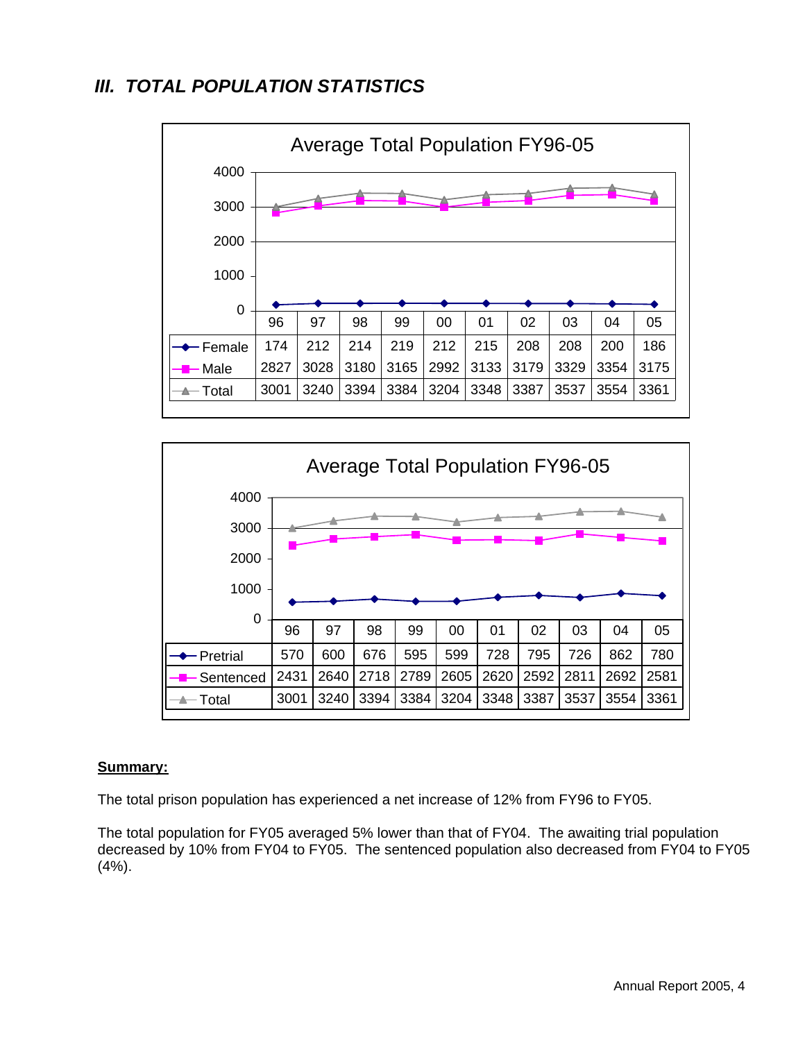## III. TOTAL POPULATION STATISTICS

**Average Total Population FY96-05**

| | 96 | 97 | 98 | 99 | 00 | 01 | 02 | 03 | 04 | 05 |
|---|---|---|---|---|---|---|---|---|---|---|
| Female | 174 | 212 | 214 | 219 | 212 | 215 | 208 | 208 | 200 | 186 |
| Male | 2827 | 3028 | 3180 | 3165 | 2992 | 3133 | 3179 | 3329 | 3354 | 3175 |
| Total | 3001 | 3240 | 3394 | 3384 | 3204 | 3348 | 3387 | 3537 | 3554 | 3361 |

**Average Total Population FY96-05**

| | 96 | 97 | 98 | 99 | 00 | 01 | 02 | 03 | 04 | 05 |
|---|---|---|---|---|---|---|---|---|---|---|
| Pretrial | 570 | 600 | 676 | 595 | 599 | 728 | 795 | 726 | 862 | 780 |
| Sentenced | 2431 | 2640 | 2718 | 2789 | 2605 | 2620 | 2592 | 2811 | 2692 | 2581 |
| Total | 3001 | 3240 | 3394 | 3384 | 3204 | 3348 | 3387 | 3537 | 3554 | 3361 |

**Summary:**

The total prison population has experienced a net increase of 12% from FY96 to FY05.

The total population for FY05 averaged 5% lower than that of FY04. The awaiting trial population decreased by 10% from FY04 to FY05. The sentenced population also decreased from FY04 to FY05 (4%).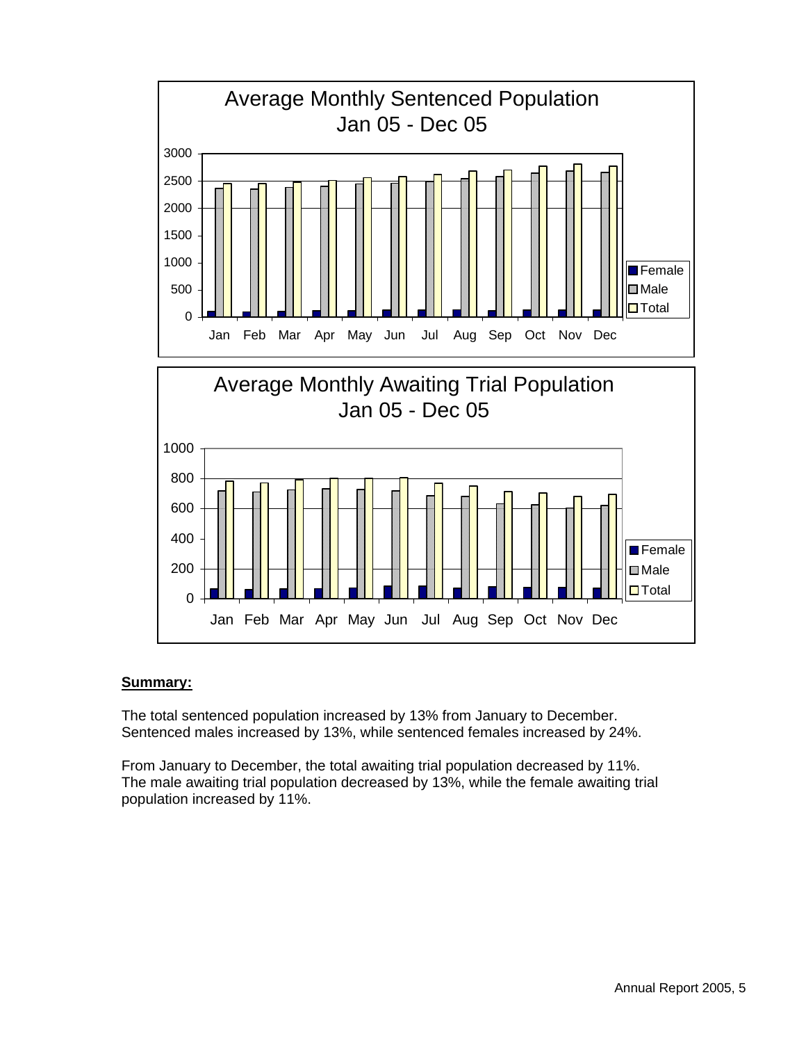Average Monthly Sentenced Population
Jan 05 - Dec 05

Average Monthly Awaiting Trial Population
Jan 05 - Dec 05

**Summary:**

The total sentenced population increased by 13% from January to December. Sentenced males increased by 13%, while sentenced females increased by 24%.

From January to December, the total awaiting trial population decreased by 11%. The male awaiting trial population decreased by 13%, while the female awaiting trial population increased by 11%.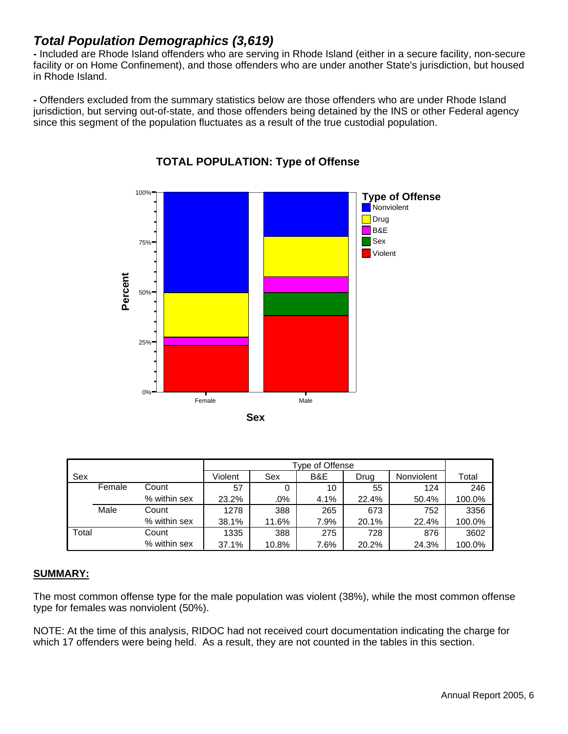## *Total Population Demographics (3,619)*

**-** Included are Rhode Island offenders who are serving in Rhode Island (either in a secure facility, non-secure facility or on Home Confinement), and those offenders who are under another State's jurisdiction, but housed in Rhode Island.

**-** Offenders excluded from the summary statistics below are those offenders who are under Rhode Island jurisdiction, but serving out-of-state, and those offenders being detained by the INS or other Federal agency since this segment of the population fluctuates as a result of the true custodial population.

### TOTAL POPULATION: Type of Offense

| Sex | | | Type of Offense | | | | | Total |
|---|---|---|---|---|---|---|---|---|
| | | | Violent | Sex | B&E | Drug | Nonviolent | |
| | Female | Count | 57 | 0 | 10 | 55 | 124 | 246 |
| | | % within sex | 23.2% | .0% | 4.1% | 22.4% | 50.4% | 100.0% |
| | Male | Count | 1278 | 388 | 265 | 673 | 752 | 3356 |
| | | % within sex | 38.1% | 11.6% | 7.9% | 20.1% | 22.4% | 100.0% |
| Total | | Count | 1335 | 388 | 275 | 728 | 876 | 3602 |
| | | % within sex | 37.1% | 10.8% | 7.6% | 20.2% | 24.3% | 100.0% |

**SUMMARY:**

The most common offense type for the male population was violent (38%), while the most common offense type for females was nonviolent (50%).

NOTE: At the time of this analysis, RIDOC had not received court documentation indicating the charge for which 17 offenders were being held. As a result, they are not counted in the tables in this section.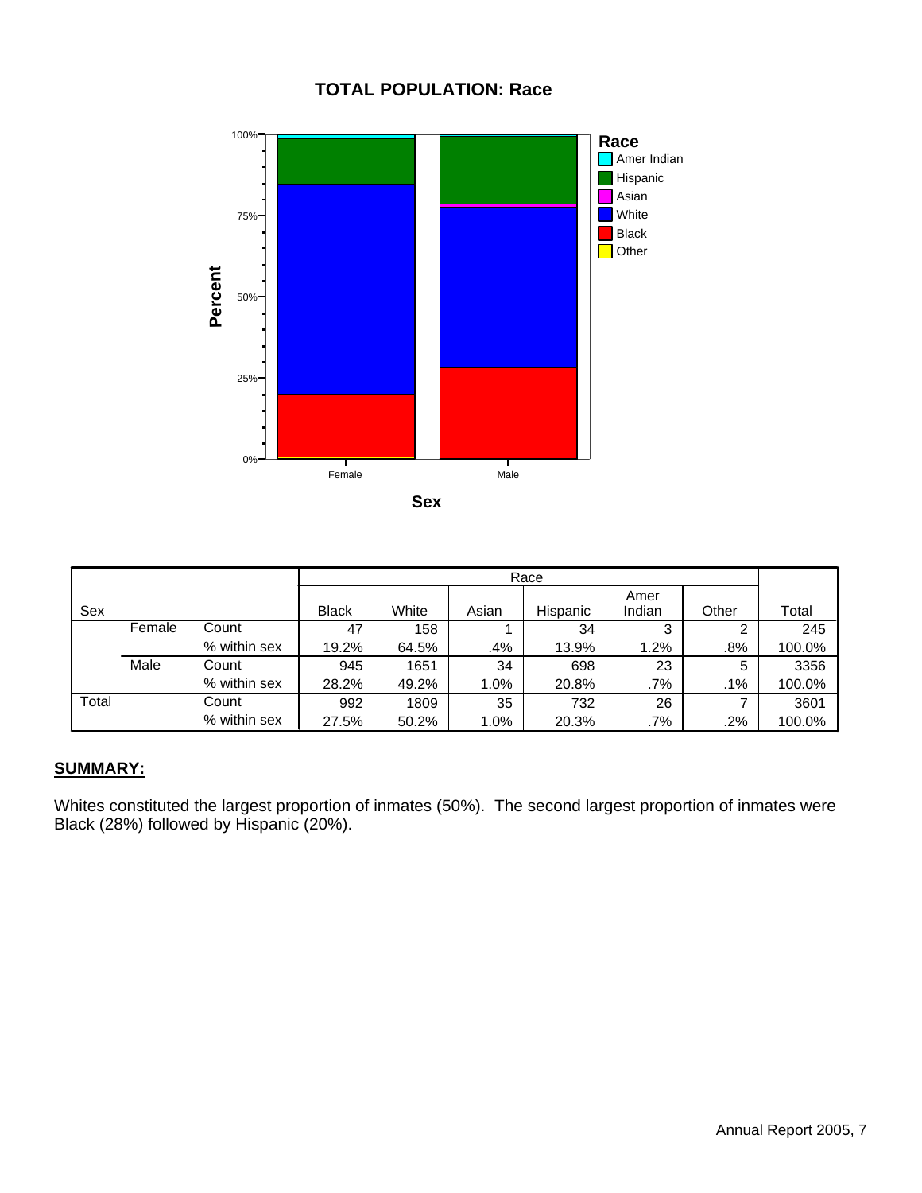# TOTAL POPULATION: Race

| Sex | | | Race | | | | | | Total |
|---|---|---|---|---|---|---|---|---|---|
| | | | Black | White | Asian | Hispanic | Amer Indian | Other | |
| | Female | Count | 47 | 158 | 1 | 34 | 3 | 2 | 245 |
| | | % within sex | 19.2% | 64.5% | .4% | 13.9% | 1.2% | .8% | 100.0% |
| | Male | Count | 945 | 1651 | 34 | 698 | 23 | 5 | 3356 |
| | | % within sex | 28.2% | 49.2% | 1.0% | 20.8% | .7% | .1% | 100.0% |
| Total | | Count | 992 | 1809 | 35 | 732 | 26 | 7 | 3601 |
| | | % within sex | 27.5% | 50.2% | 1.0% | 20.3% | .7% | .2% | 100.0% |

**SUMMARY:**

Whites constituted the largest proportion of inmates (50%). The second largest proportion of inmates were Black (28%) followed by Hispanic (20%).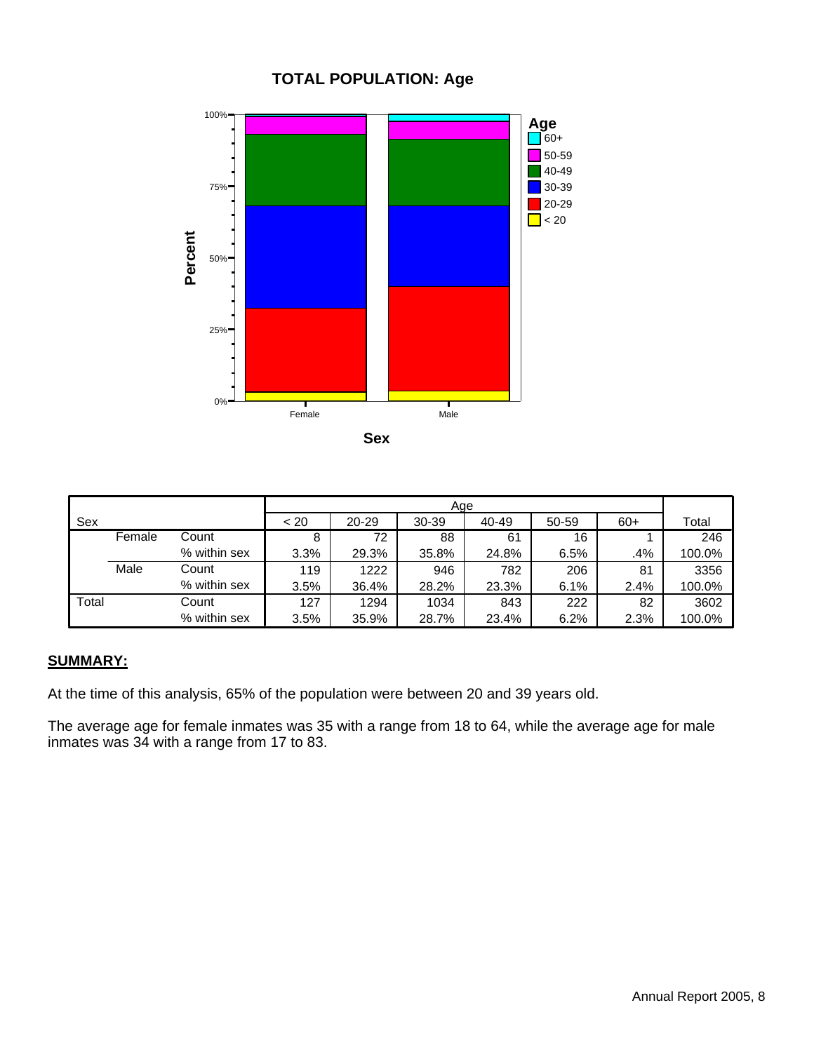# TOTAL POPULATION: Age

| Sex | | | Age | | | | | | Total |
|---|---|---|---|---|---|---|---|---|---|
| | | | < 20 | 20-29 | 30-39 | 40-49 | 50-59 | 60+ | |
| | Female | Count | 8 | 72 | 88 | 61 | 16 | 1 | 246 |
| | | % within sex | 3.3% | 29.3% | 35.8% | 24.8% | 6.5% | .4% | 100.0% |
| | Male | Count | 119 | 1222 | 946 | 782 | 206 | 81 | 3356 |
| | | % within sex | 3.5% | 36.4% | 28.2% | 23.3% | 6.1% | 2.4% | 100.0% |
| Total | | Count | 127 | 1294 | 1034 | 843 | 222 | 82 | 3602 |
| | | % within sex | 3.5% | 35.9% | 28.7% | 23.4% | 6.2% | 2.3% | 100.0% |

**SUMMARY:**

At the time of this analysis, 65% of the population were between 20 and 39 years old.

The average age for female inmates was 35 with a range from 18 to 64, while the average age for male inmates was 34 with a range from 17 to 83.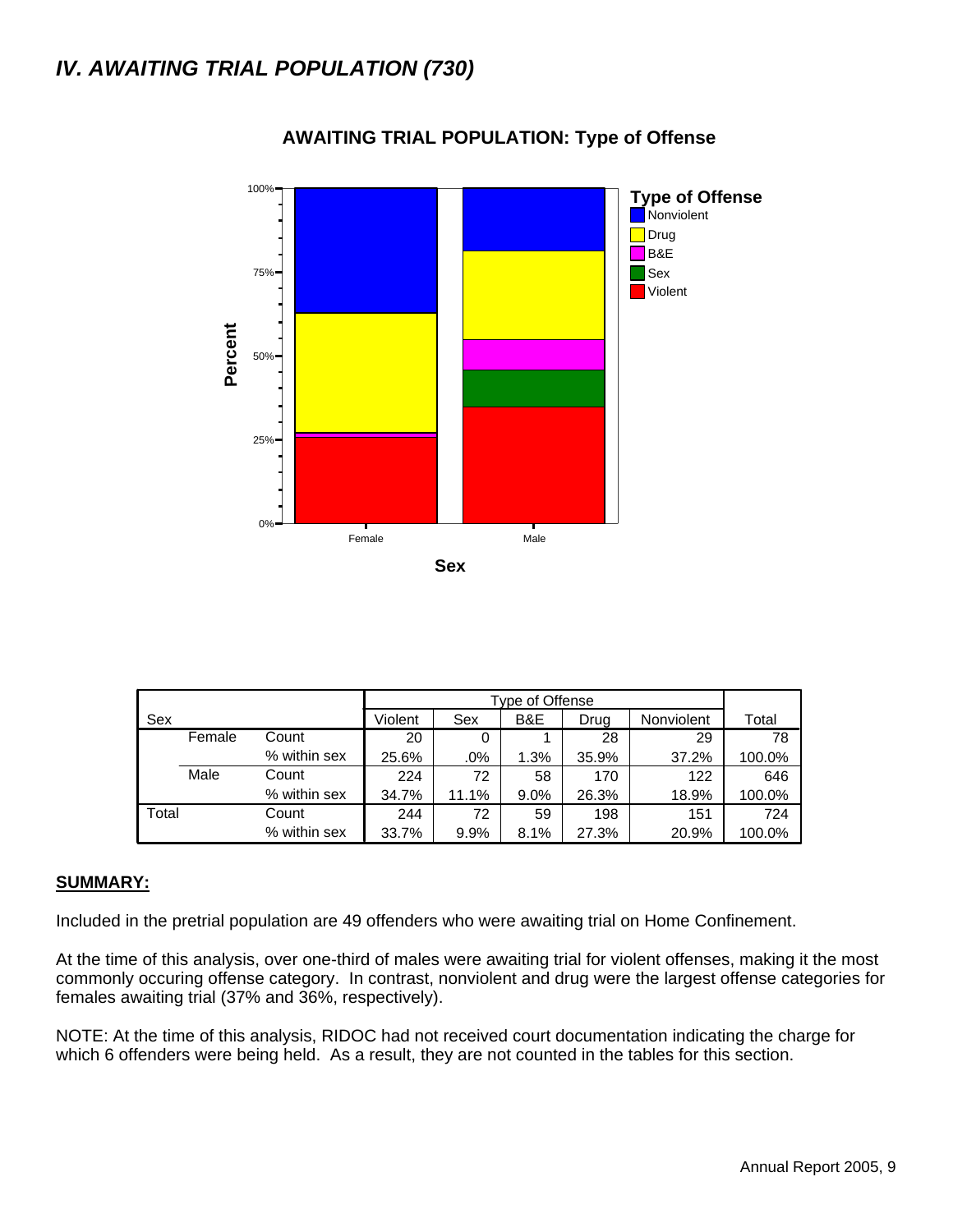## *IV. AWAITING TRIAL POPULATION (730)*

**AWAITING TRIAL POPULATION: Type of Offense**

| Sex | | | Type of Offense | | | | | Total |
|---|---|---|---|---|---|---|---|---|
| | | | Violent | Sex | B&E | Drug | Nonviolent | |
| | Female | Count | 20 | 0 | 1 | 28 | 29 | 78 |
| | | % within sex | 25.6% | .0% | 1.3% | 35.9% | 37.2% | 100.0% |
| | Male | Count | 224 | 72 | 58 | 170 | 122 | 646 |
| | | % within sex | 34.7% | 11.1% | 9.0% | 26.3% | 18.9% | 100.0% |
| Total | | Count | 244 | 72 | 59 | 198 | 151 | 724 |
| | | % within sex | 33.7% | 9.9% | 8.1% | 27.3% | 20.9% | 100.0% |

**SUMMARY:**

Included in the pretrial population are 49 offenders who were awaiting trial on Home Confinement.

At the time of this analysis, over one-third of males were awaiting trial for violent offenses, making it the most commonly occuring offense category. In contrast, nonviolent and drug were the largest offense categories for females awaiting trial (37% and 36%, respectively).

NOTE: At the time of this analysis, RIDOC had not received court documentation indicating the charge for which 6 offenders were being held. As a result, they are not counted in the tables for this section.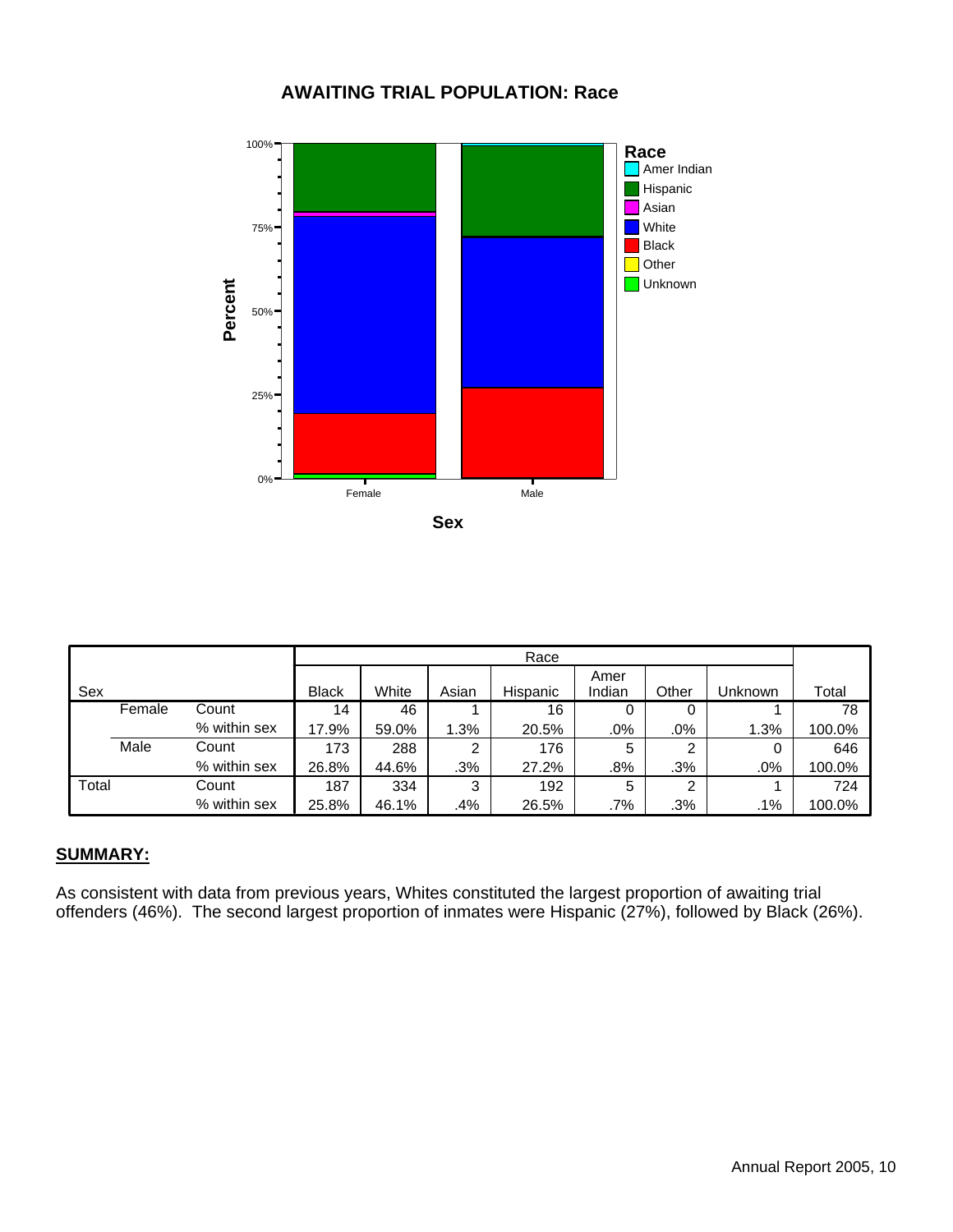## AWAITING TRIAL POPULATION: Race

| Sex | | | Race | | | | | | | Total |
|---|---|---|---|---|---|---|---|---|---|---|
| | | | Black | White | Asian | Hispanic | Amer Indian | Other | Unknown | |
| | Female | Count | 14 | 46 | 1 | 16 | 0 | 0 | 1 | 78 |
| | | % within sex | 17.9% | 59.0% | 1.3% | 20.5% | .0% | .0% | 1.3% | 100.0% |
| | Male | Count | 173 | 288 | 2 | 176 | 5 | 2 | 0 | 646 |
| | | % within sex | 26.8% | 44.6% | .3% | 27.2% | .8% | .3% | .0% | 100.0% |
| Total | | Count | 187 | 334 | 3 | 192 | 5 | 2 | 1 | 724 |
| | | % within sex | 25.8% | 46.1% | .4% | 26.5% | .7% | .3% | .1% | 100.0% |

**SUMMARY:**

As consistent with data from previous years, Whites constituted the largest proportion of awaiting trial offenders (46%). The second largest proportion of inmates were Hispanic (27%), followed by Black (26%).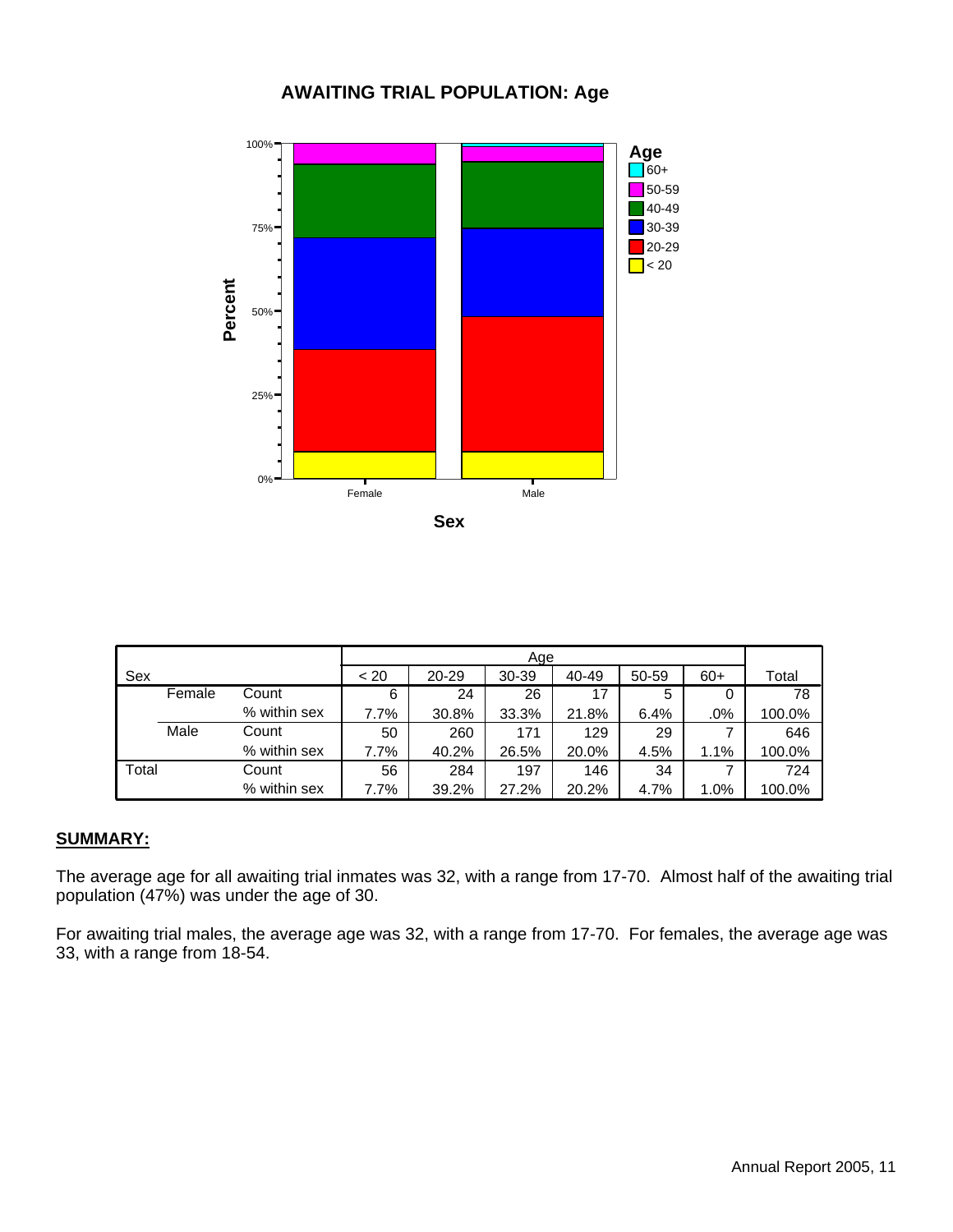## AWAITING TRIAL POPULATION: Age

| Sex | | Age < 20 | 20-29 | 30-39 | 40-49 | 50-59 | 60+ | Total |
|---|---|---|---|---|---|---|---|---|
| Female | Count | 6 | 24 | 26 | 17 | 5 | 0 | 78 |
| | % within sex | 7.7% | 30.8% | 33.3% | 21.8% | 6.4% | .0% | 100.0% |
| Male | Count | 50 | 260 | 171 | 129 | 29 | 7 | 646 |
| | % within sex | 7.7% | 40.2% | 26.5% | 20.0% | 4.5% | 1.1% | 100.0% |
| Total | Count | 56 | 284 | 197 | 146 | 34 | 7 | 724 |
| | % within sex | 7.7% | 39.2% | 27.2% | 20.2% | 4.7% | 1.0% | 100.0% |

**SUMMARY:**

The average age for all awaiting trial inmates was 32, with a range from 17-70. Almost half of the awaiting trial population (47%) was under the age of 30.

For awaiting trial males, the average age was 32, with a range from 17-70. For females, the average age was 33, with a range from 18-54.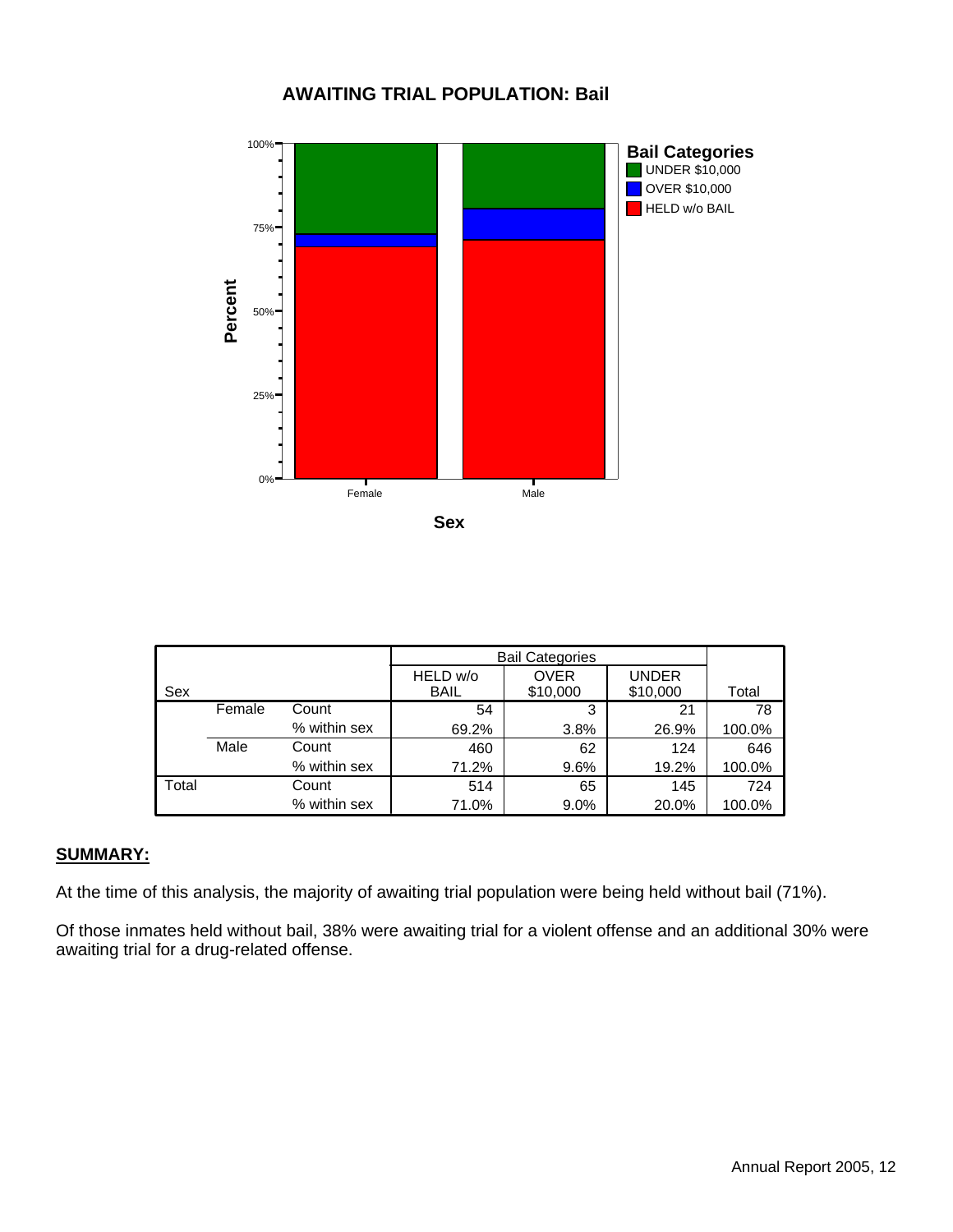## AWAITING TRIAL POPULATION: Bail

| Sex | | | Bail Categories | | | Total |
|---|---|---|---|---|---|---|
| | | | HELD w/o BAIL | OVER $10,000 | UNDER $10,000 | |
| | Female | Count | 54 | 3 | 21 | 78 |
| | | % within sex | 69.2% | 3.8% | 26.9% | 100.0% |
| | Male | Count | 460 | 62 | 124 | 646 |
| | | % within sex | 71.2% | 9.6% | 19.2% | 100.0% |
| Total | | Count | 514 | 65 | 145 | 724 |
| | | % within sex | 71.0% | 9.0% | 20.0% | 100.0% |

**SUMMARY:**

At the time of this analysis, the majority of awaiting trial population were being held without bail (71%).

Of those inmates held without bail, 38% were awaiting trial for a violent offense and an additional 30% were awaiting trial for a drug-related offense.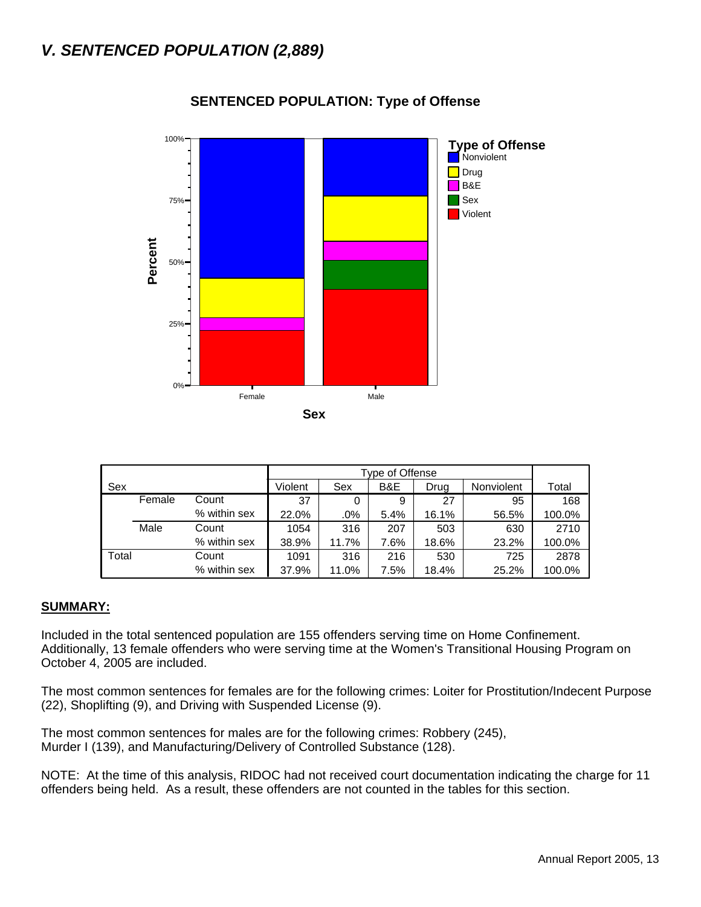## *V. SENTENCED POPULATION (2,889)*

**SENTENCED POPULATION: Type of Offense**

| Sex | | | Type of Offense | | | | | Total |
|---|---|---|---|---|---|---|---|---|
| | | | Violent | Sex | B&E | Drug | Nonviolent | |
| | Female | Count | 37 | 0 | 9 | 27 | 95 | 168 |
| | | % within sex | 22.0% | .0% | 5.4% | 16.1% | 56.5% | 100.0% |
| | Male | Count | 1054 | 316 | 207 | 503 | 630 | 2710 |
| | | % within sex | 38.9% | 11.7% | 7.6% | 18.6% | 23.2% | 100.0% |
| Total | | Count | 1091 | 316 | 216 | 530 | 725 | 2878 |
| | | % within sex | 37.9% | 11.0% | 7.5% | 18.4% | 25.2% | 100.0% |

**SUMMARY:**

Included in the total sentenced population are 155 offenders serving time on Home Confinement. Additionally, 13 female offenders who were serving time at the Women's Transitional Housing Program on October 4, 2005 are included.

The most common sentences for females are for the following crimes: Loiter for Prostitution/Indecent Purpose (22), Shoplifting (9), and Driving with Suspended License (9).

The most common sentences for males are for the following crimes: Robbery (245), Murder I (139), and Manufacturing/Delivery of Controlled Substance (128).

NOTE: At the time of this analysis, RIDOC had not received court documentation indicating the charge for 11 offenders being held. As a result, these offenders are not counted in the tables for this section.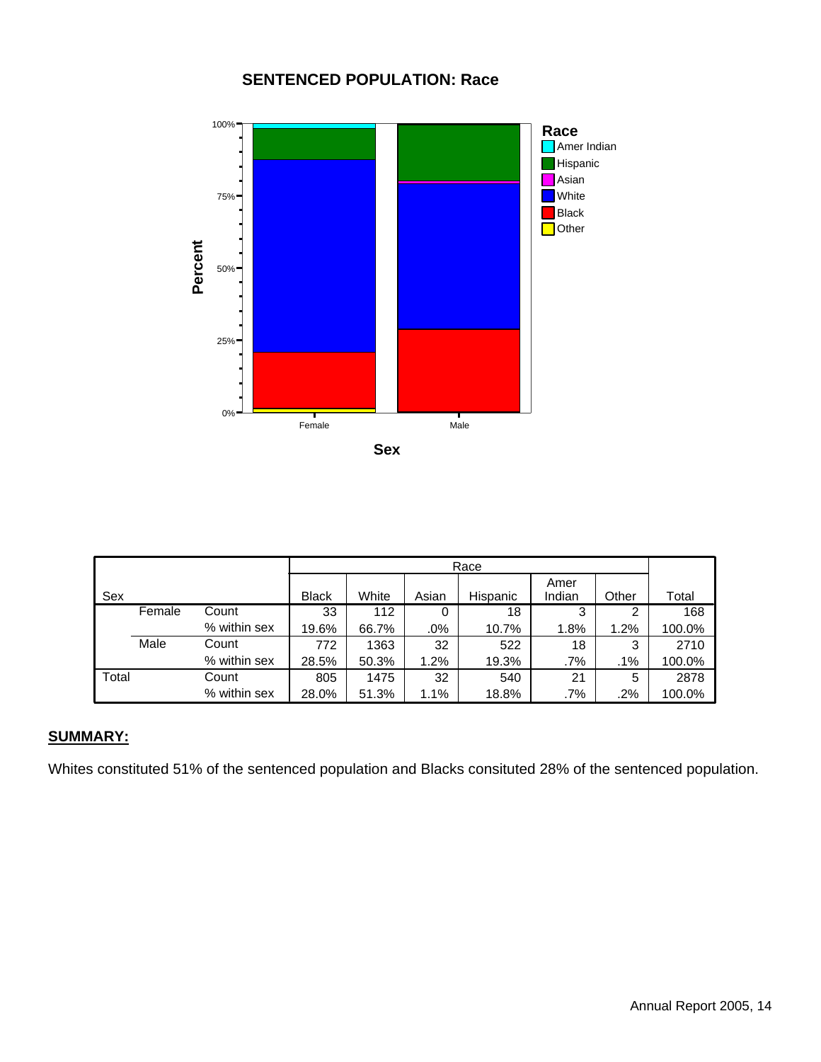## SENTENCED POPULATION: Race

| Sex | | | Race | | | | | | Total |
|---|---|---|---|---|---|---|---|---|---|
| | | | Black | White | Asian | Hispanic | Amer Indian | Other | |
| | Female | Count | 33 | 112 | 0 | 18 | 3 | 2 | 168 |
| | | % within sex | 19.6% | 66.7% | .0% | 10.7% | 1.8% | 1.2% | 100.0% |
| | Male | Count | 772 | 1363 | 32 | 522 | 18 | 3 | 2710 |
| | | % within sex | 28.5% | 50.3% | 1.2% | 19.3% | .7% | .1% | 100.0% |
| Total | | Count | 805 | 1475 | 32 | 540 | 21 | 5 | 2878 |
| | | % within sex | 28.0% | 51.3% | 1.1% | 18.8% | .7% | .2% | 100.0% |

**SUMMARY:**

Whites constituted 51% of the sentenced population and Blacks consituted 28% of the sentenced population.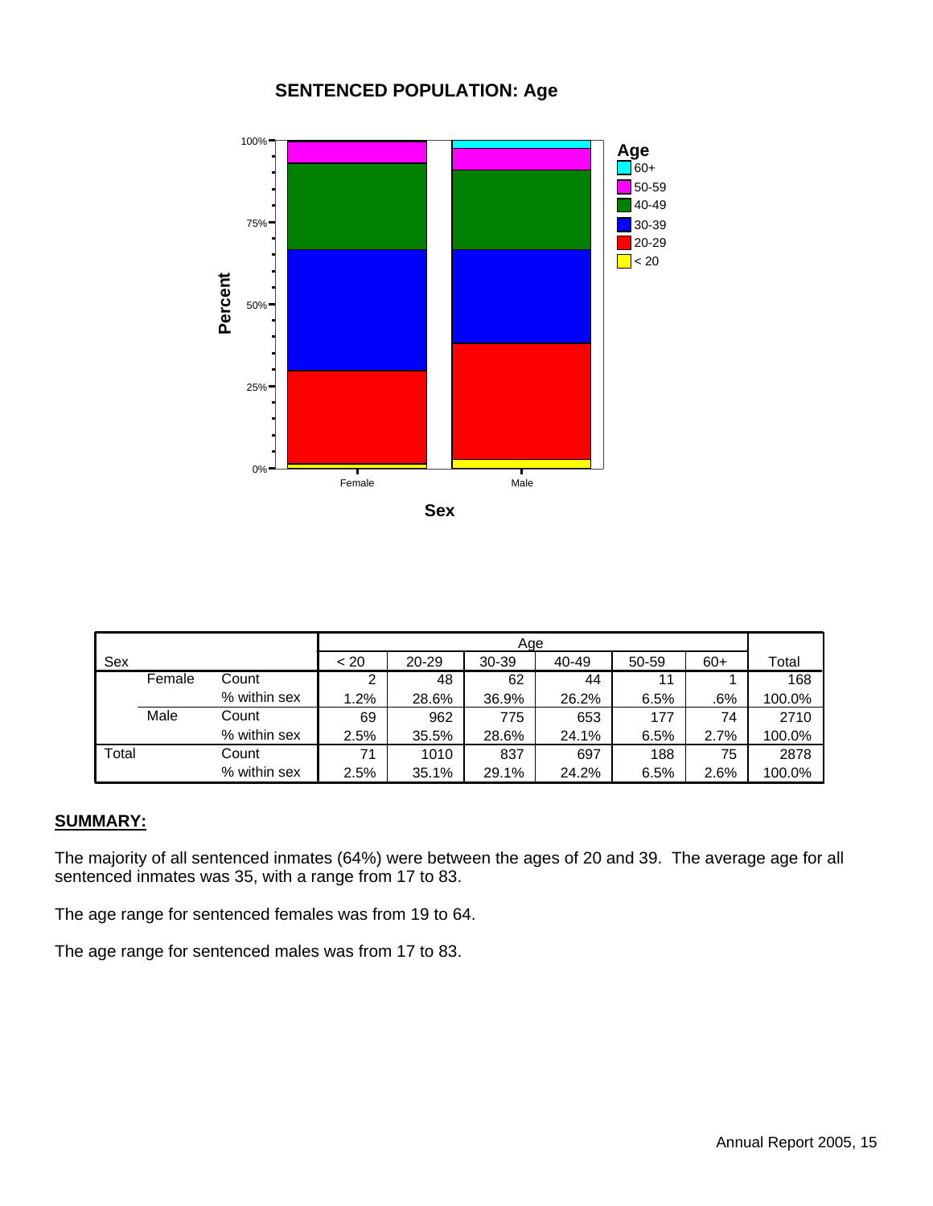## SENTENCED POPULATION: Age

| Sex | | | Age | | | | | | Total |
|---|---|---|---|---|---|---|---|---|---|
| | | | < 20 | 20-29 | 30-39 | 40-49 | 50-59 | 60+ | |
| | Female | Count | 2 | 48 | 62 | 44 | 11 | 1 | 168 |
| | | % within sex | 1.2% | 28.6% | 36.9% | 26.2% | 6.5% | .6% | 100.0% |
| | Male | Count | 69 | 962 | 775 | 653 | 177 | 74 | 2710 |
| | | % within sex | 2.5% | 35.5% | 28.6% | 24.1% | 6.5% | 2.7% | 100.0% |
| Total | | Count | 71 | 1010 | 837 | 697 | 188 | 75 | 2878 |
| | | % within sex | 2.5% | 35.1% | 29.1% | 24.2% | 6.5% | 2.6% | 100.0% |

**SUMMARY:**

The majority of all sentenced inmates (64%) were between the ages of 20 and 39. The average age for all sentenced inmates was 35, with a range from 17 to 83.

The age range for sentenced females was from 19 to 64.

The age range for sentenced males was from 17 to 83.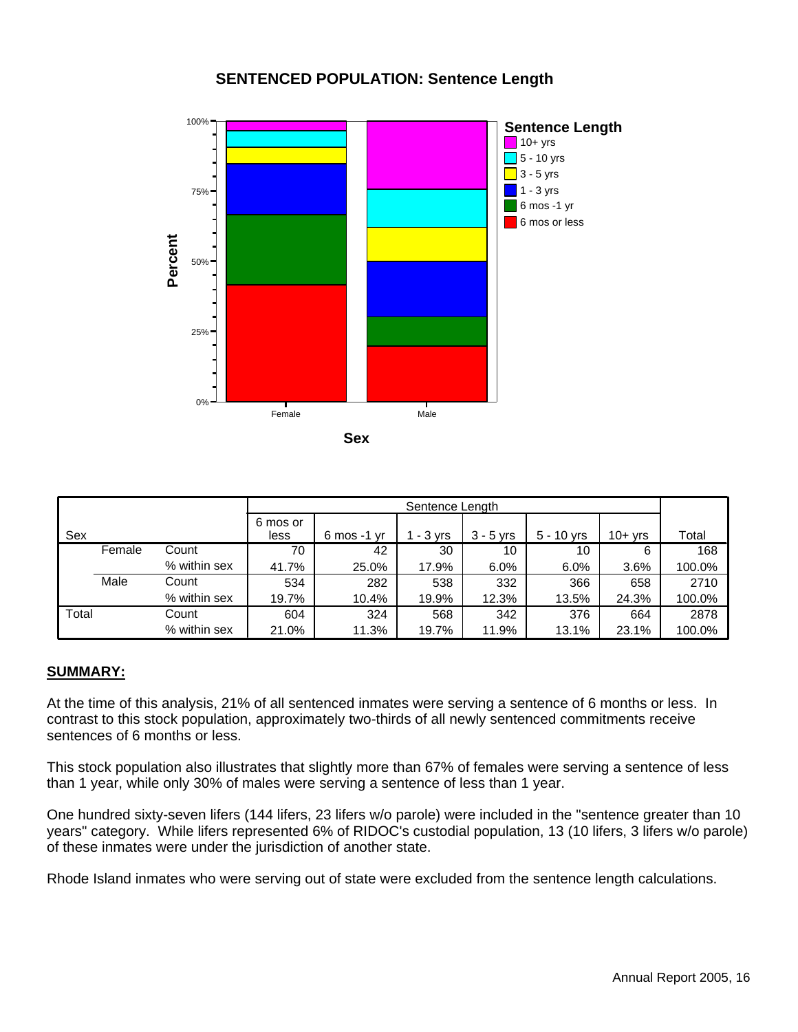## SENTENCED POPULATION: Sentence Length

| Sex | | Sentence Length | | | | | | Total |
|---|---|---|---|---|---|---|---|---|
| | | 6 mos or less | 6 mos -1 yr | 1 - 3 yrs | 3 - 5 yrs | 5 - 10 yrs | 10+ yrs | |
| Female | Count | 70 | 42 | 30 | 10 | 10 | 6 | 168 |
| | % within sex | 41.7% | 25.0% | 17.9% | 6.0% | 6.0% | 3.6% | 100.0% |
| Male | Count | 534 | 282 | 538 | 332 | 366 | 658 | 2710 |
| | % within sex | 19.7% | 10.4% | 19.9% | 12.3% | 13.5% | 24.3% | 100.0% |
| Total | Count | 604 | 324 | 568 | 342 | 376 | 664 | 2878 |
| | % within sex | 21.0% | 11.3% | 19.7% | 11.9% | 13.1% | 23.1% | 100.0% |

**SUMMARY:**

At the time of this analysis, 21% of all sentenced inmates were serving a sentence of 6 months or less. In contrast to this stock population, approximately two-thirds of all newly sentenced commitments receive sentences of 6 months or less.

This stock population also illustrates that slightly more than 67% of females were serving a sentence of less than 1 year, while only 30% of males were serving a sentence of less than 1 year.

One hundred sixty-seven lifers (144 lifers, 23 lifers w/o parole) were included in the "sentence greater than 10 years" category. While lifers represented 6% of RIDOC's custodial population, 13 (10 lifers, 3 lifers w/o parole) of these inmates were under the jurisdiction of another state.

Rhode Island inmates who were serving out of state were excluded from the sentence length calculations.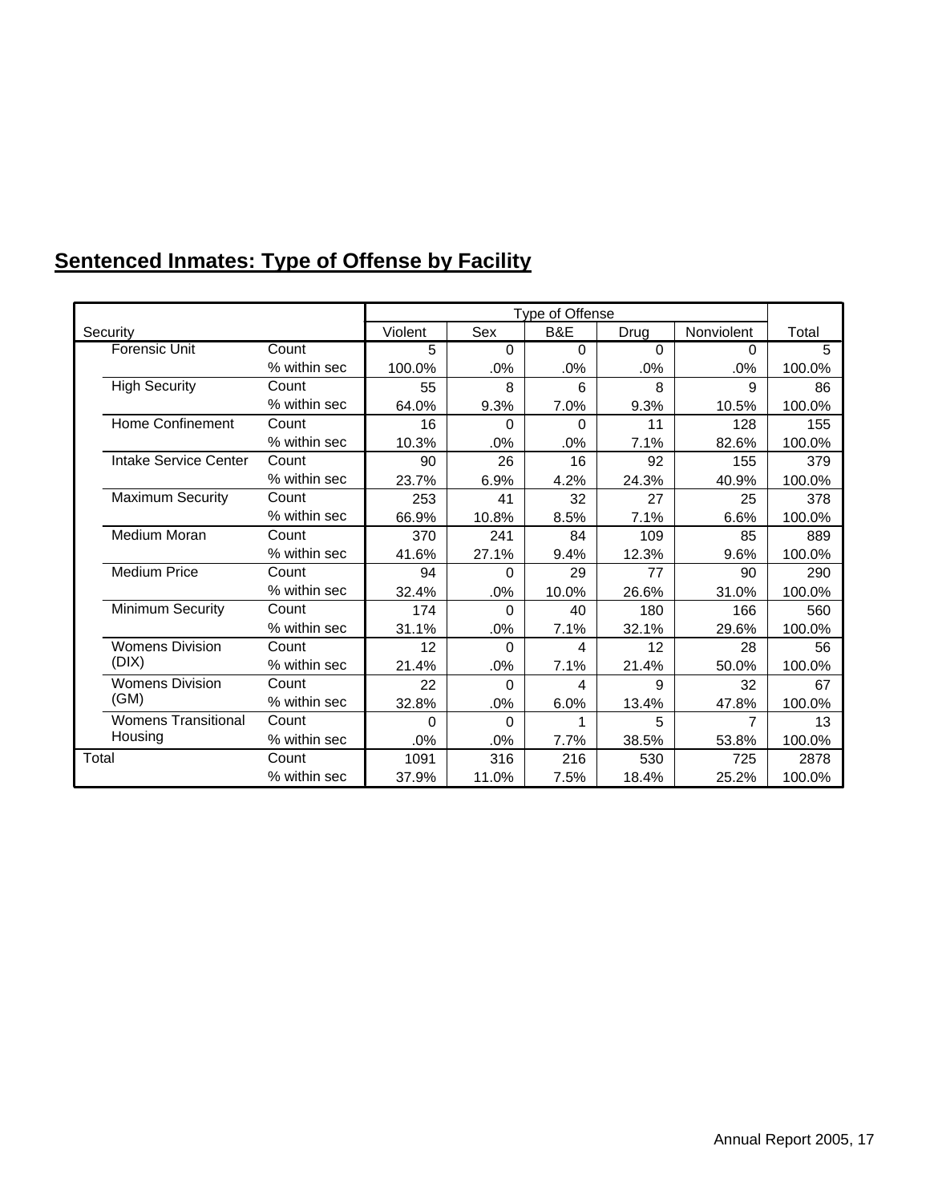## Sentenced Inmates: Type of Offense by Facility

| Security | | Type of Offense | | | | | Total |
|---|---|---|---|---|---|---|---|
| | | Violent | Sex | B&E | Drug | Nonviolent | |
| Forensic Unit | Count | 5 | 0 | 0 | 0 | 0 | 5 |
| | % within sec | 100.0% | .0% | .0% | .0% | .0% | 100.0% |
| High Security | Count | 55 | 8 | 6 | 8 | 9 | 86 |
| | % within sec | 64.0% | 9.3% | 7.0% | 9.3% | 10.5% | 100.0% |
| Home Confinement | Count | 16 | 0 | 0 | 11 | 128 | 155 |
| | % within sec | 10.3% | .0% | .0% | 7.1% | 82.6% | 100.0% |
| Intake Service Center | Count | 90 | 26 | 16 | 92 | 155 | 379 |
| | % within sec | 23.7% | 6.9% | 4.2% | 24.3% | 40.9% | 100.0% |
| Maximum Security | Count | 253 | 41 | 32 | 27 | 25 | 378 |
| | % within sec | 66.9% | 10.8% | 8.5% | 7.1% | 6.6% | 100.0% |
| Medium Moran | Count | 370 | 241 | 84 | 109 | 85 | 889 |
| | % within sec | 41.6% | 27.1% | 9.4% | 12.3% | 9.6% | 100.0% |
| Medium Price | Count | 94 | 0 | 29 | 77 | 90 | 290 |
| | % within sec | 32.4% | .0% | 10.0% | 26.6% | 31.0% | 100.0% |
| Minimum Security | Count | 174 | 0 | 40 | 180 | 166 | 560 |
| | % within sec | 31.1% | .0% | 7.1% | 32.1% | 29.6% | 100.0% |
| Womens Division (DIX) | Count | 12 | 0 | 4 | 12 | 28 | 56 |
| | % within sec | 21.4% | .0% | 7.1% | 21.4% | 50.0% | 100.0% |
| Womens Division (GM) | Count | 22 | 0 | 4 | 9 | 32 | 67 |
| | % within sec | 32.8% | .0% | 6.0% | 13.4% | 47.8% | 100.0% |
| Womens Transitional Housing | Count | 0 | 0 | 1 | 5 | 7 | 13 |
| | % within sec | .0% | .0% | 7.7% | 38.5% | 53.8% | 100.0% |
| Total | Count | 1091 | 316 | 216 | 530 | 725 | 2878 |
| | % within sec | 37.9% | 11.0% | 7.5% | 18.4% | 25.2% | 100.0% |

Annual Report 2005, 17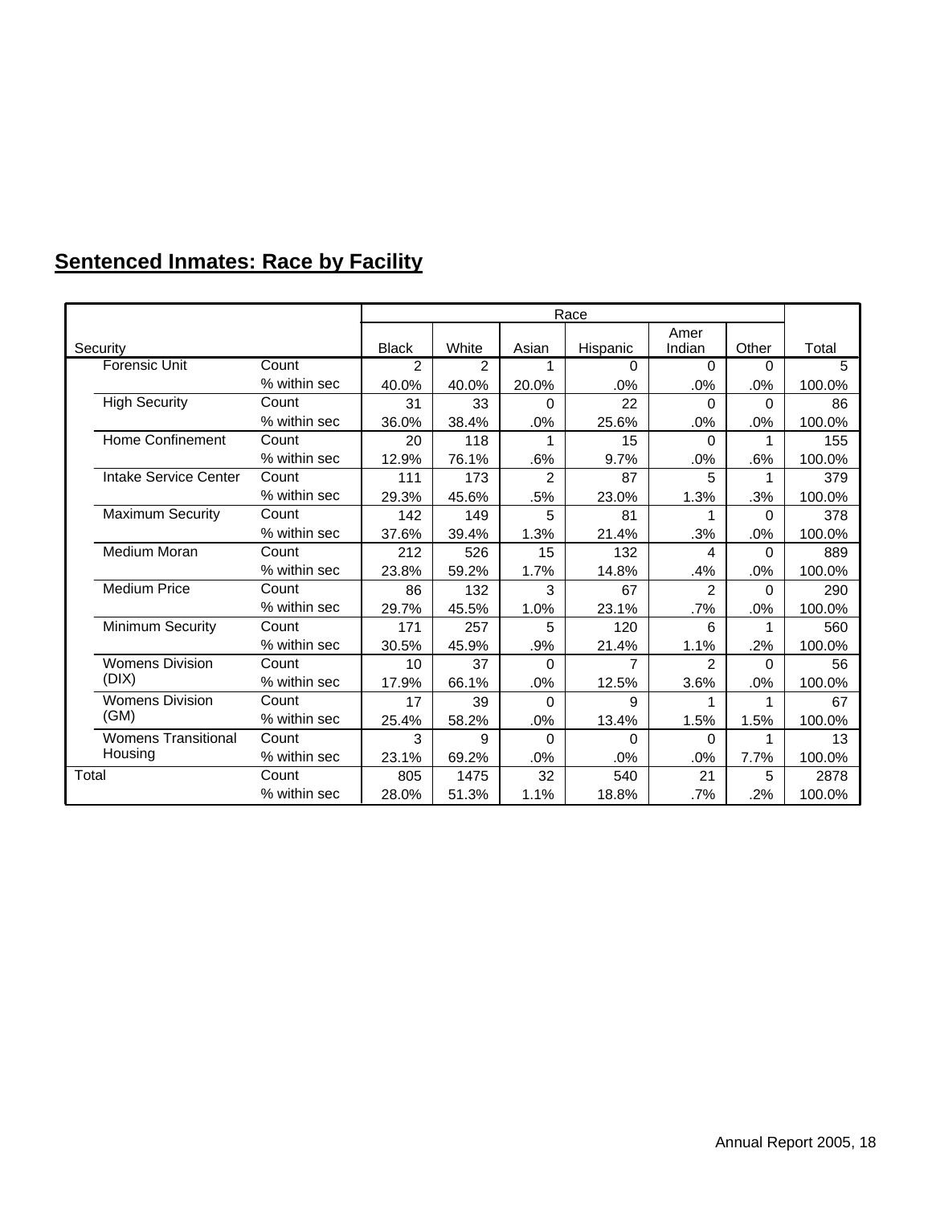## Sentenced Inmates: Race by Facility

| Security | | Race | | | | | | Total |
|---|---|---|---|---|---|---|---|---|
| | | Black | White | Asian | Hispanic | Amer Indian | Other | |
| Forensic Unit | Count | 2 | 2 | 1 | 0 | 0 | 0 | 5 |
| | % within sec | 40.0% | 40.0% | 20.0% | .0% | .0% | .0% | 100.0% |
| High Security | Count | 31 | 33 | 0 | 22 | 0 | 0 | 86 |
| | % within sec | 36.0% | 38.4% | .0% | 25.6% | .0% | .0% | 100.0% |
| Home Confinement | Count | 20 | 118 | 1 | 15 | 0 | 1 | 155 |
| | % within sec | 12.9% | 76.1% | .6% | 9.7% | .0% | .6% | 100.0% |
| Intake Service Center | Count | 111 | 173 | 2 | 87 | 5 | 1 | 379 |
| | % within sec | 29.3% | 45.6% | .5% | 23.0% | 1.3% | .3% | 100.0% |
| Maximum Security | Count | 142 | 149 | 5 | 81 | 1 | 0 | 378 |
| | % within sec | 37.6% | 39.4% | 1.3% | 21.4% | .3% | .0% | 100.0% |
| Medium Moran | Count | 212 | 526 | 15 | 132 | 4 | 0 | 889 |
| | % within sec | 23.8% | 59.2% | 1.7% | 14.8% | .4% | .0% | 100.0% |
| Medium Price | Count | 86 | 132 | 3 | 67 | 2 | 0 | 290 |
| | % within sec | 29.7% | 45.5% | 1.0% | 23.1% | .7% | .0% | 100.0% |
| Minimum Security | Count | 171 | 257 | 5 | 120 | 6 | 1 | 560 |
| | % within sec | 30.5% | 45.9% | .9% | 21.4% | 1.1% | .2% | 100.0% |
| Womens Division (DIX) | Count | 10 | 37 | 0 | 7 | 2 | 0 | 56 |
| | % within sec | 17.9% | 66.1% | .0% | 12.5% | 3.6% | .0% | 100.0% |
| Womens Division (GM) | Count | 17 | 39 | 0 | 9 | 1 | 1 | 67 |
| | % within sec | 25.4% | 58.2% | .0% | 13.4% | 1.5% | 1.5% | 100.0% |
| Womens Transitional Housing | Count | 3 | 9 | 0 | 0 | 0 | 1 | 13 |
| | % within sec | 23.1% | 69.2% | .0% | .0% | .0% | 7.7% | 100.0% |
| Total | Count | 805 | 1475 | 32 | 540 | 21 | 5 | 2878 |
| | % within sec | 28.0% | 51.3% | 1.1% | 18.8% | .7% | .2% | 100.0% |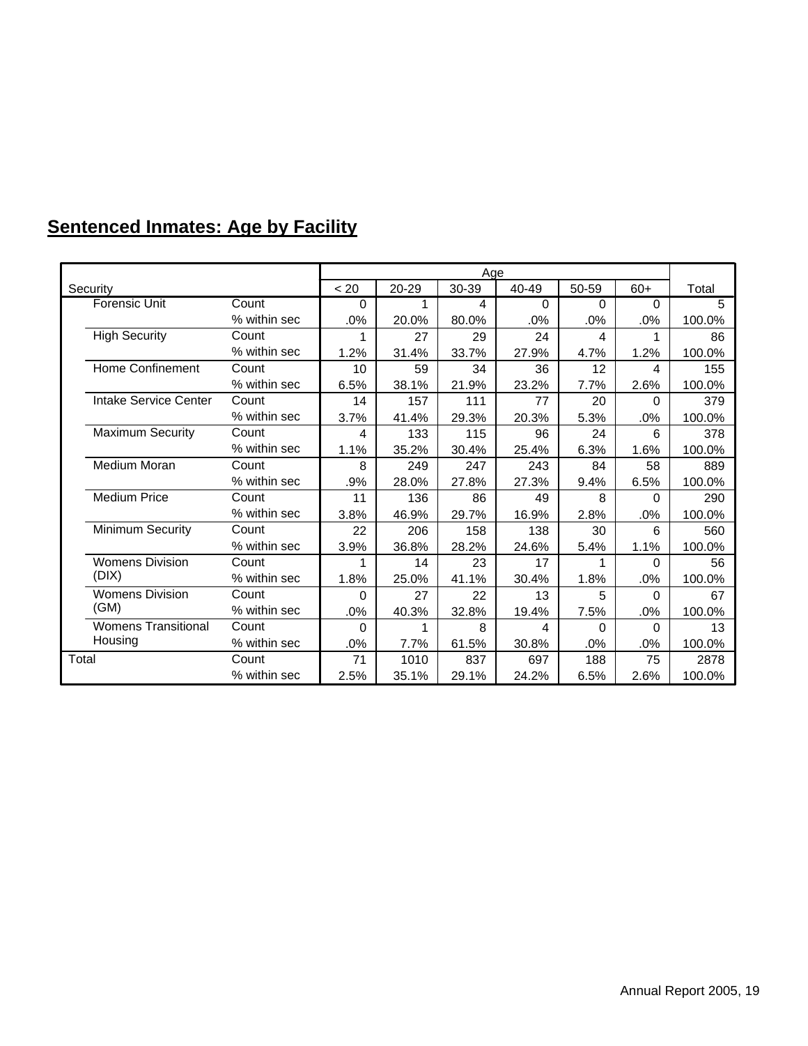## Sentenced Inmates: Age by Facility

| Security | | Age | | | | | | Total |
|---|---|---|---|---|---|---|---|---|
| | | < 20 | 20-29 | 30-39 | 40-49 | 50-59 | 60+ | |
| Forensic Unit | Count | 0 | 1 | 4 | 0 | 0 | 0 | 5 |
| | % within sec | .0% | 20.0% | 80.0% | .0% | .0% | .0% | 100.0% |
| High Security | Count | 1 | 27 | 29 | 24 | 4 | 1 | 86 |
| | % within sec | 1.2% | 31.4% | 33.7% | 27.9% | 4.7% | 1.2% | 100.0% |
| Home Confinement | Count | 10 | 59 | 34 | 36 | 12 | 4 | 155 |
| | % within sec | 6.5% | 38.1% | 21.9% | 23.2% | 7.7% | 2.6% | 100.0% |
| Intake Service Center | Count | 14 | 157 | 111 | 77 | 20 | 0 | 379 |
| | % within sec | 3.7% | 41.4% | 29.3% | 20.3% | 5.3% | .0% | 100.0% |
| Maximum Security | Count | 4 | 133 | 115 | 96 | 24 | 6 | 378 |
| | % within sec | 1.1% | 35.2% | 30.4% | 25.4% | 6.3% | 1.6% | 100.0% |
| Medium Moran | Count | 8 | 249 | 247 | 243 | 84 | 58 | 889 |
| | % within sec | .9% | 28.0% | 27.8% | 27.3% | 9.4% | 6.5% | 100.0% |
| Medium Price | Count | 11 | 136 | 86 | 49 | 8 | 0 | 290 |
| | % within sec | 3.8% | 46.9% | 29.7% | 16.9% | 2.8% | .0% | 100.0% |
| Minimum Security | Count | 22 | 206 | 158 | 138 | 30 | 6 | 560 |
| | % within sec | 3.9% | 36.8% | 28.2% | 24.6% | 5.4% | 1.1% | 100.0% |
| Womens Division (DIX) | Count | 1 | 14 | 23 | 17 | 1 | 0 | 56 |
| | % within sec | 1.8% | 25.0% | 41.1% | 30.4% | 1.8% | .0% | 100.0% |
| Womens Division (GM) | Count | 0 | 27 | 22 | 13 | 5 | 0 | 67 |
| | % within sec | .0% | 40.3% | 32.8% | 19.4% | 7.5% | .0% | 100.0% |
| Womens Transitional Housing | Count | 0 | 1 | 8 | 4 | 0 | 0 | 13 |
| | % within sec | .0% | 7.7% | 61.5% | 30.8% | .0% | .0% | 100.0% |
| Total | Count | 71 | 1010 | 837 | 697 | 188 | 75 | 2878 |
| | % within sec | 2.5% | 35.1% | 29.1% | 24.2% | 6.5% | 2.6% | 100.0% |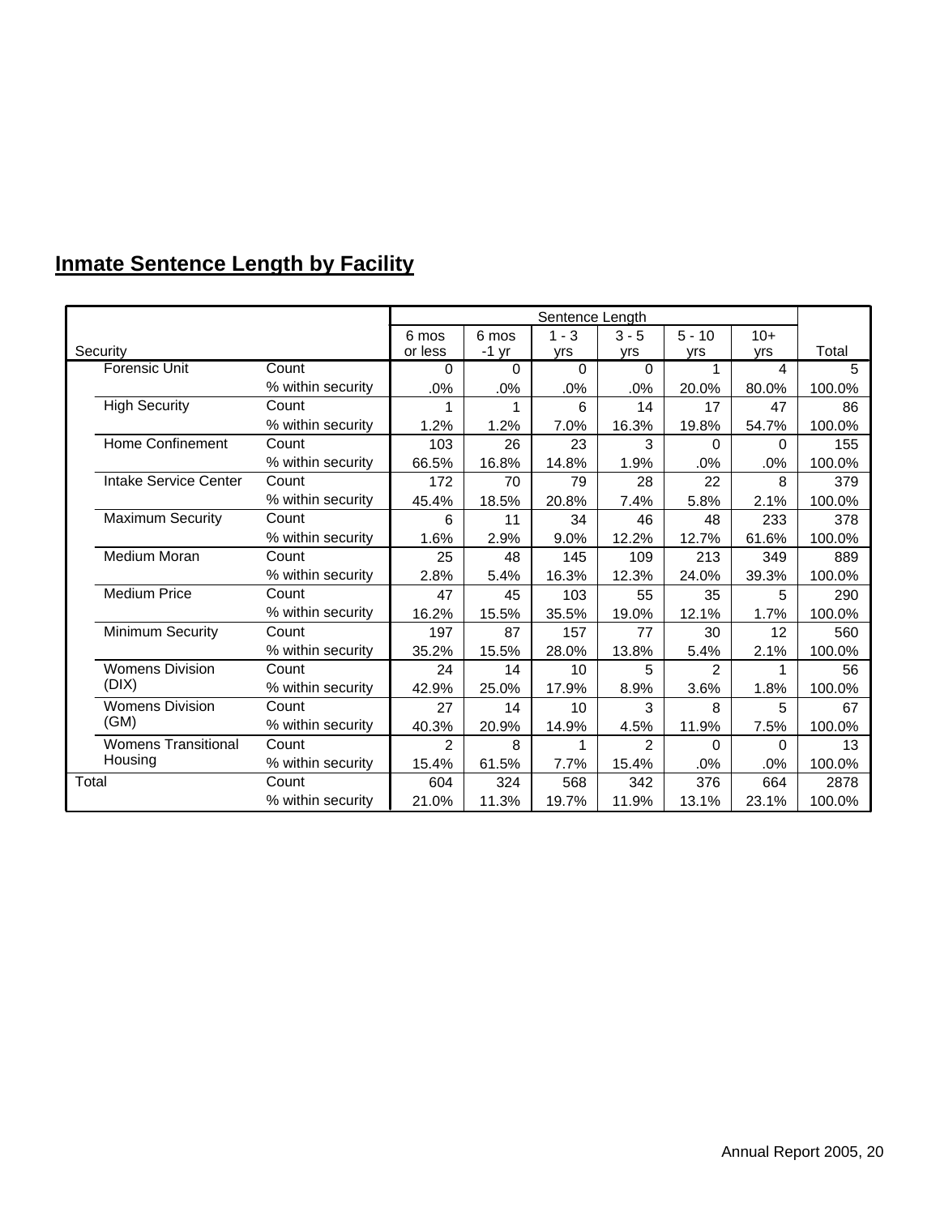## Inmate Sentence Length by Facility

| Security | | Sentence Length | | | | | | Total |
|---|---|---|---|---|---|---|---|---|
| | | 6 mos or less | 6 mos -1 yr | 1 - 3 yrs | 3 - 5 yrs | 5 - 10 yrs | 10+ yrs | |
| Forensic Unit | Count | 0 | 0 | 0 | 0 | 1 | 4 | 5 |
| | % within security | .0% | .0% | .0% | .0% | 20.0% | 80.0% | 100.0% |
| High Security | Count | 1 | 1 | 6 | 14 | 17 | 47 | 86 |
| | % within security | 1.2% | 1.2% | 7.0% | 16.3% | 19.8% | 54.7% | 100.0% |
| Home Confinement | Count | 103 | 26 | 23 | 3 | 0 | 0 | 155 |
| | % within security | 66.5% | 16.8% | 14.8% | 1.9% | .0% | .0% | 100.0% |
| Intake Service Center | Count | 172 | 70 | 79 | 28 | 22 | 8 | 379 |
| | % within security | 45.4% | 18.5% | 20.8% | 7.4% | 5.8% | 2.1% | 100.0% |
| Maximum Security | Count | 6 | 11 | 34 | 46 | 48 | 233 | 378 |
| | % within security | 1.6% | 2.9% | 9.0% | 12.2% | 12.7% | 61.6% | 100.0% |
| Medium Moran | Count | 25 | 48 | 145 | 109 | 213 | 349 | 889 |
| | % within security | 2.8% | 5.4% | 16.3% | 12.3% | 24.0% | 39.3% | 100.0% |
| Medium Price | Count | 47 | 45 | 103 | 55 | 35 | 5 | 290 |
| | % within security | 16.2% | 15.5% | 35.5% | 19.0% | 12.1% | 1.7% | 100.0% |
| Minimum Security | Count | 197 | 87 | 157 | 77 | 30 | 12 | 560 |
| | % within security | 35.2% | 15.5% | 28.0% | 13.8% | 5.4% | 2.1% | 100.0% |
| Womens Division (DIX) | Count | 24 | 14 | 10 | 5 | 2 | 1 | 56 |
| | % within security | 42.9% | 25.0% | 17.9% | 8.9% | 3.6% | 1.8% | 100.0% |
| Womens Division (GM) | Count | 27 | 14 | 10 | 3 | 8 | 5 | 67 |
| | % within security | 40.3% | 20.9% | 14.9% | 4.5% | 11.9% | 7.5% | 100.0% |
| Womens Transitional Housing | Count | 2 | 8 | 1 | 2 | 0 | 0 | 13 |
| | % within security | 15.4% | 61.5% | 7.7% | 15.4% | .0% | .0% | 100.0% |
| Total | Count | 604 | 324 | 568 | 342 | 376 | 664 | 2878 |
| | % within security | 21.0% | 11.3% | 19.7% | 11.9% | 13.1% | 23.1% | 100.0% |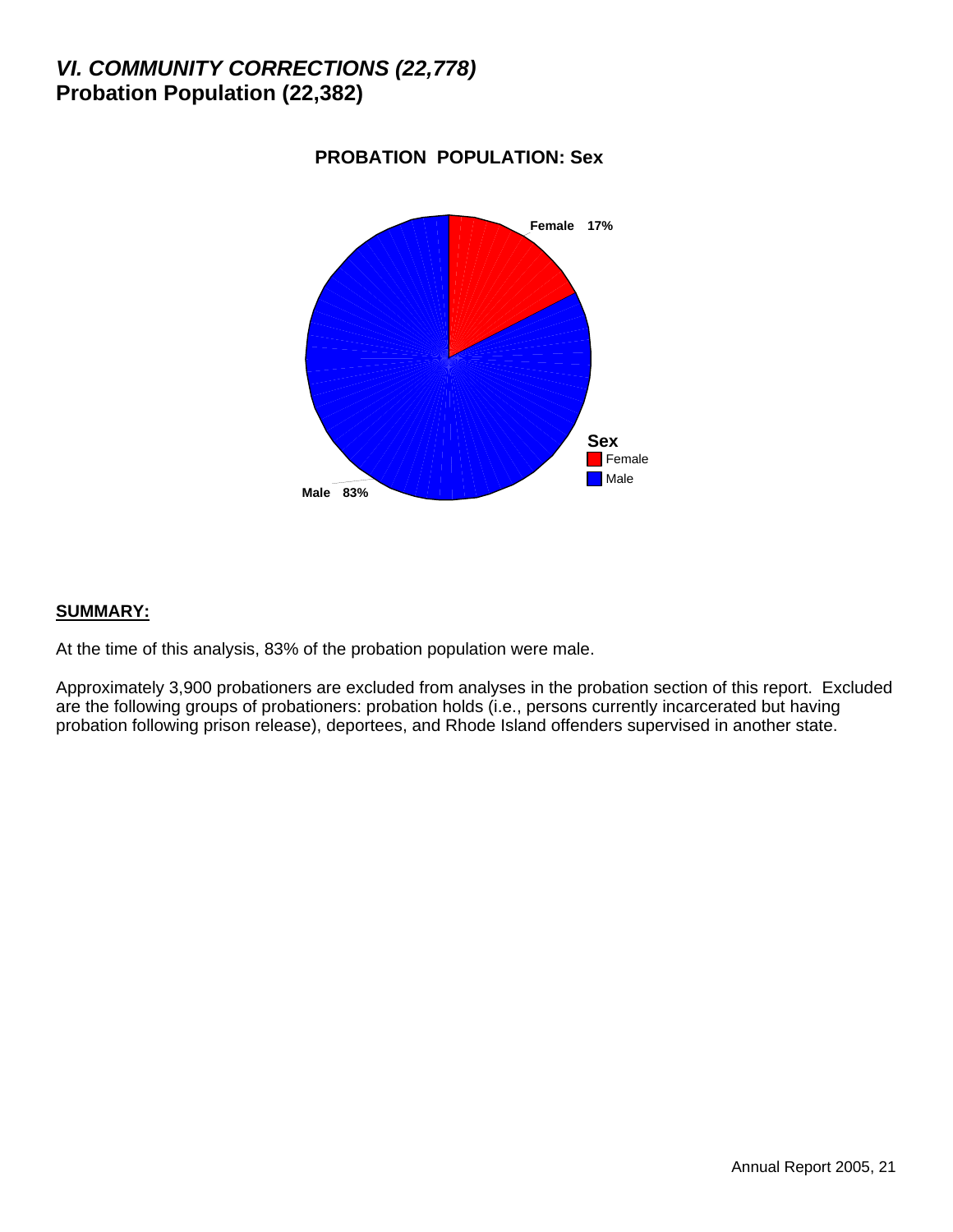# *VI. COMMUNITY CORRECTIONS (22,778)*
## Probation Population (22,382)

**PROBATION POPULATION: Sex**

Female 17%

Male 83%

Sex
- Female
- Male

**SUMMARY:**

At the time of this analysis, 83% of the probation population were male.

Approximately 3,900 probationers are excluded from analyses in the probation section of this report. Excluded are the following groups of probationers: probation holds (i.e., persons currently incarcerated but having probation following prison release), deportees, and Rhode Island offenders supervised in another state.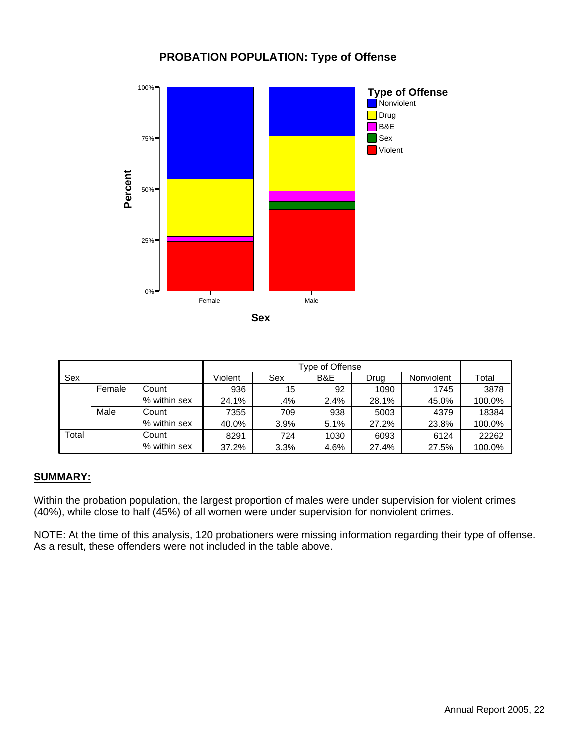# PROBATION POPULATION: Type of Offense

| Sex | | | Type of Offense | | | | | Total |
|---|---|---|---|---|---|---|---|---|
| | | | Violent | Sex | B&E | Drug | Nonviolent | |
| | Female | Count | 936 | 15 | 92 | 1090 | 1745 | 3878 |
| | | % within sex | 24.1% | .4% | 2.4% | 28.1% | 45.0% | 100.0% |
| | Male | Count | 7355 | 709 | 938 | 5003 | 4379 | 18384 |
| | | % within sex | 40.0% | 3.9% | 5.1% | 27.2% | 23.8% | 100.0% |
| Total | | Count | 8291 | 724 | 1030 | 6093 | 6124 | 22262 |
| | | % within sex | 37.2% | 3.3% | 4.6% | 27.4% | 27.5% | 100.0% |

**SUMMARY:**

Within the probation population, the largest proportion of males were under supervision for violent crimes (40%), while close to half (45%) of all women were under supervision for nonviolent crimes.

NOTE: At the time of this analysis, 120 probationers were missing information regarding their type of offense. As a result, these offenders were not included in the table above.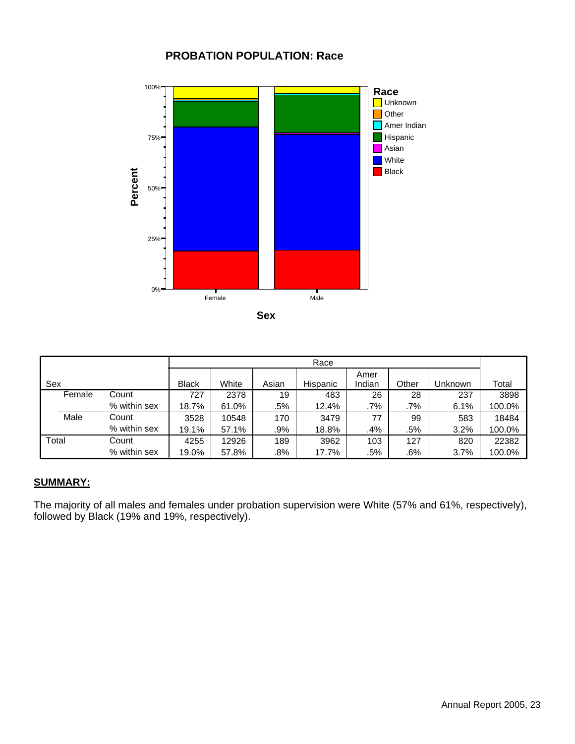## PROBATION POPULATION: Race

| Sex | | Black | White | Asian | Hispanic | Amer Indian | Other | Unknown | Total |
|---|---|---|---|---|---|---|---|---|---|
| Female | Count | 727 | 2378 | 19 | 483 | 26 | 28 | 237 | 3898 |
| | % within sex | 18.7% | 61.0% | .5% | 12.4% | .7% | .7% | 6.1% | 100.0% |
| Male | Count | 3528 | 10548 | 170 | 3479 | 77 | 99 | 583 | 18484 |
| | % within sex | 19.1% | 57.1% | .9% | 18.8% | .4% | .5% | 3.2% | 100.0% |
| Total | Count | 4255 | 12926 | 189 | 3962 | 103 | 127 | 820 | 22382 |
| | % within sex | 19.0% | 57.8% | .8% | 17.7% | .5% | .6% | 3.7% | 100.0% |

**SUMMARY:**

The majority of all males and females under probation supervision were White (57% and 61%, respectively), followed by Black (19% and 19%, respectively).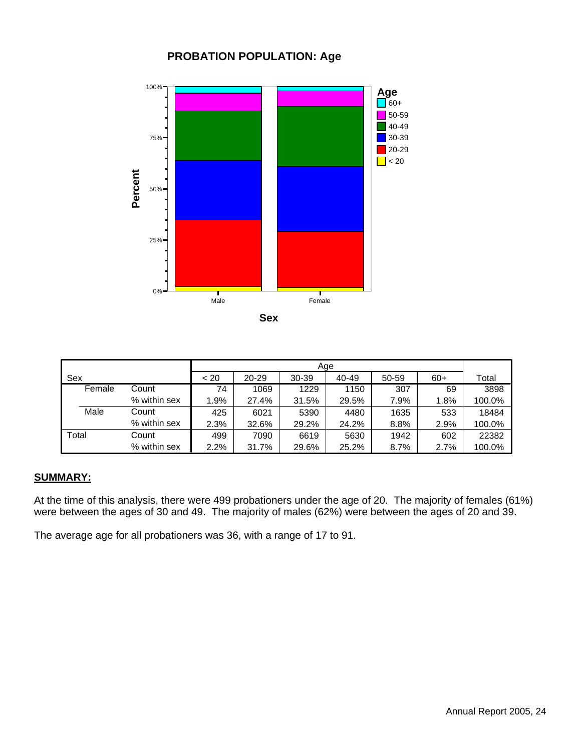## PROBATION POPULATION: Age

| Sex | | < 20 | 20-29 | 30-39 | 40-49 | 50-59 | 60+ | Total |
|---|---|---|---|---|---|---|---|---|
| Female | Count | 74 | 1069 | 1229 | 1150 | 307 | 69 | 3898 |
| | % within sex | 1.9% | 27.4% | 31.5% | 29.5% | 7.9% | 1.8% | 100.0% |
| Male | Count | 425 | 6021 | 5390 | 4480 | 1635 | 533 | 18484 |
| | % within sex | 2.3% | 32.6% | 29.2% | 24.2% | 8.8% | 2.9% | 100.0% |
| Total | Count | 499 | 7090 | 6619 | 5630 | 1942 | 602 | 22382 |
| | % within sex | 2.2% | 31.7% | 29.6% | 25.2% | 8.7% | 2.7% | 100.0% |

**SUMMARY:**

At the time of this analysis, there were 499 probationers under the age of 20. The majority of females (61%) were between the ages of 30 and 49. The majority of males (62%) were between the ages of 20 and 39.

The average age for all probationers was 36, with a range of 17 to 91.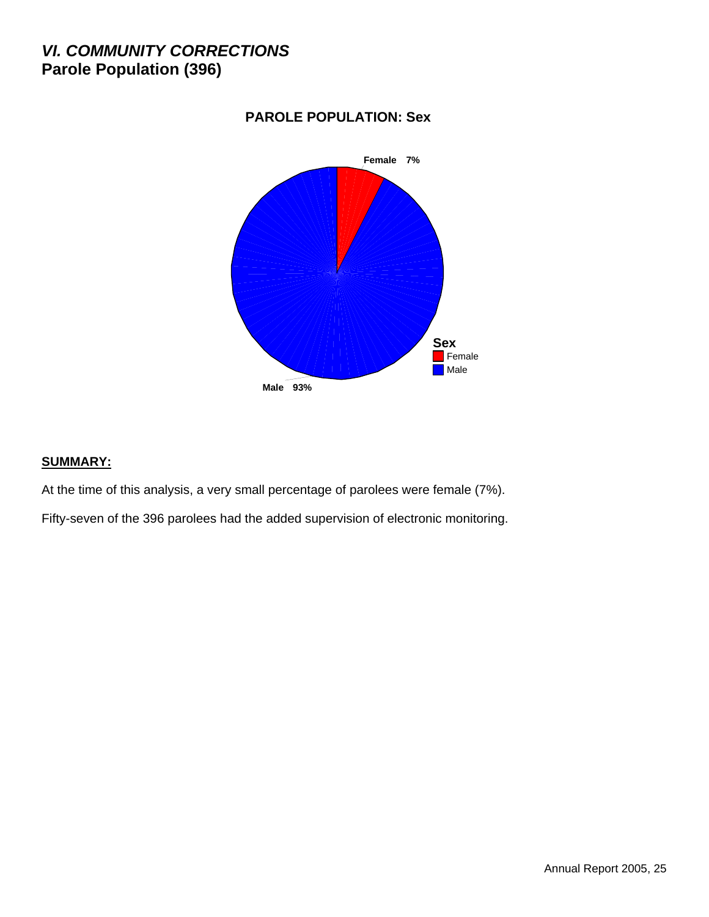## *VI. COMMUNITY CORRECTIONS*
## Parole Population (396)

**PAROLE POPULATION: Sex**

Female 7%

Male 93%

Sex
- Female
- Male

**SUMMARY:**

At the time of this analysis, a very small percentage of parolees were female (7%).

Fifty-seven of the 396 parolees had the added supervision of electronic monitoring.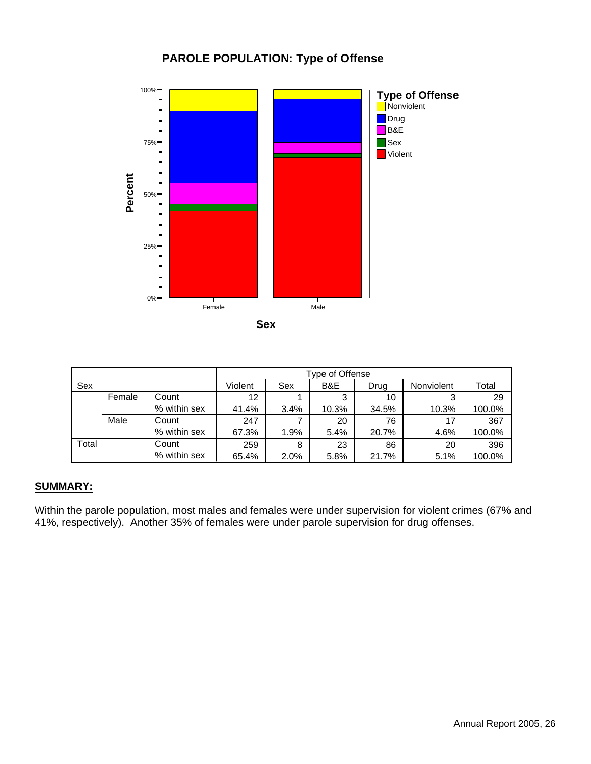## PAROLE POPULATION: Type of Offense

| Sex | | | Type of Offense | | | | | Total |
|---|---|---|---|---|---|---|---|---|
| | | | Violent | Sex | B&E | Drug | Nonviolent | |
| | Female | Count | 12 | 1 | 3 | 10 | 3 | 29 |
| | | % within sex | 41.4% | 3.4% | 10.3% | 34.5% | 10.3% | 100.0% |
| | Male | Count | 247 | 7 | 20 | 76 | 17 | 367 |
| | | % within sex | 67.3% | 1.9% | 5.4% | 20.7% | 4.6% | 100.0% |
| Total | | Count | 259 | 8 | 23 | 86 | 20 | 396 |
| | | % within sex | 65.4% | 2.0% | 5.8% | 21.7% | 5.1% | 100.0% |

**SUMMARY:**

Within the parole population, most males and females were under supervision for violent crimes (67% and 41%, respectively). Another 35% of females were under parole supervision for drug offenses.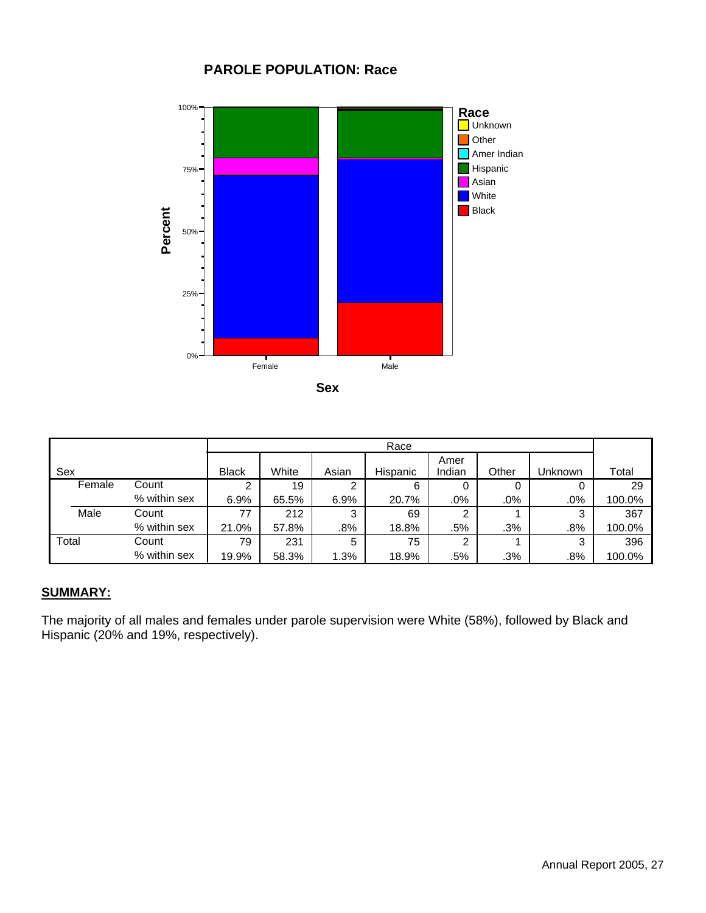# PAROLE POPULATION: Race

| Sex | | Black | White | Asian | Hispanic | Amer Indian | Other | Unknown | Total |
|---|---|---|---|---|---|---|---|---|---|
| Female | Count | 2 | 19 | 2 | 6 | 0 | 0 | 0 | 29 |
| | % within sex | 6.9% | 65.5% | 6.9% | 20.7% | .0% | .0% | .0% | 100.0% |
| Male | Count | 77 | 212 | 3 | 69 | 2 | 1 | 3 | 367 |
| | % within sex | 21.0% | 57.8% | .8% | 18.8% | .5% | .3% | .8% | 100.0% |
| Total | Count | 79 | 231 | 5 | 75 | 2 | 1 | 3 | 396 |
| | % within sex | 19.9% | 58.3% | 1.3% | 18.9% | .5% | .3% | .8% | 100.0% |

## SUMMARY:

The majority of all males and females under parole supervision were White (58%), followed by Black and Hispanic (20% and 19%, respectively).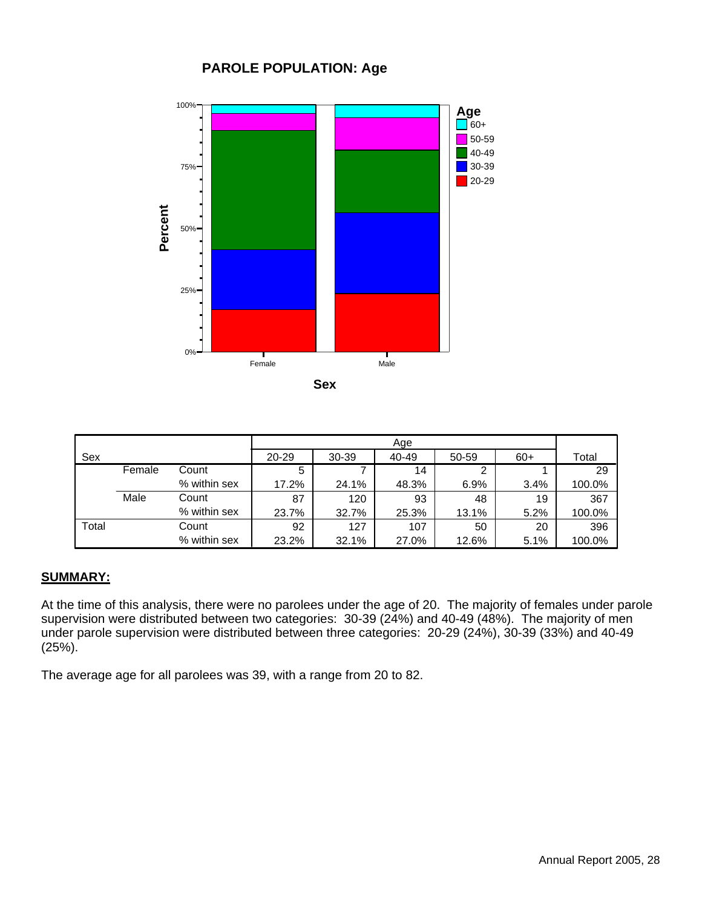## PAROLE POPULATION: Age

| Sex | | | Age | | | | | Total |
|---|---|---|---|---|---|---|---|---|
| | | | 20-29 | 30-39 | 40-49 | 50-59 | 60+ | |
| | Female | Count | 5 | 7 | 14 | 2 | 1 | 29 |
| | | % within sex | 17.2% | 24.1% | 48.3% | 6.9% | 3.4% | 100.0% |
| | Male | Count | 87 | 120 | 93 | 48 | 19 | 367 |
| | | % within sex | 23.7% | 32.7% | 25.3% | 13.1% | 5.2% | 100.0% |
| Total | | Count | 92 | 127 | 107 | 50 | 20 | 396 |
| | | % within sex | 23.2% | 32.1% | 27.0% | 12.6% | 5.1% | 100.0% |

**SUMMARY:**

At the time of this analysis, there were no parolees under the age of 20. The majority of females under parole supervision were distributed between two categories: 30-39 (24%) and 40-49 (48%). The majority of men under parole supervision were distributed between three categories: 20-29 (24%), 30-39 (33%) and 40-49 (25%).

The average age for all parolees was 39, with a range from 20 to 82.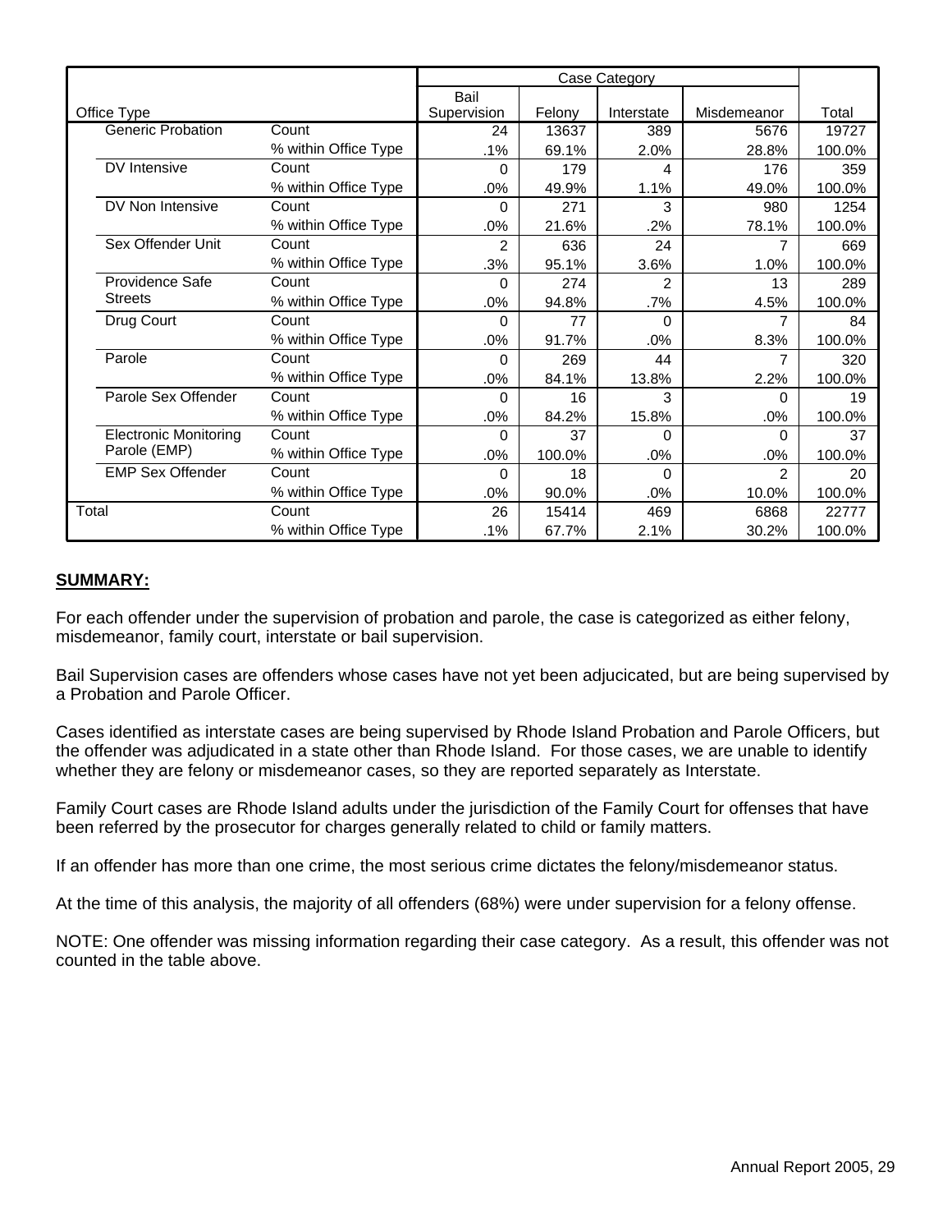| Office Type | | Case Category | | | | Total |
|---|---|---|---|---|---|---|
| | | Bail Supervision | Felony | Interstate | Misdemeanor | |
| Generic Probation | Count | 24 | 13637 | 389 | 5676 | 19727 |
| | % within Office Type | .1% | 69.1% | 2.0% | 28.8% | 100.0% |
| DV Intensive | Count | 0 | 179 | 4 | 176 | 359 |
| | % within Office Type | .0% | 49.9% | 1.1% | 49.0% | 100.0% |
| DV Non Intensive | Count | 0 | 271 | 3 | 980 | 1254 |
| | % within Office Type | .0% | 21.6% | .2% | 78.1% | 100.0% |
| Sex Offender Unit | Count | 2 | 636 | 24 | 7 | 669 |
| | % within Office Type | .3% | 95.1% | 3.6% | 1.0% | 100.0% |
| Providence Safe Streets | Count | 0 | 274 | 2 | 13 | 289 |
| | % within Office Type | .0% | 94.8% | .7% | 4.5% | 100.0% |
| Drug Court | Count | 0 | 77 | 0 | 7 | 84 |
| | % within Office Type | .0% | 91.7% | .0% | 8.3% | 100.0% |
| Parole | Count | 0 | 269 | 44 | 7 | 320 |
| | % within Office Type | .0% | 84.1% | 13.8% | 2.2% | 100.0% |
| Parole Sex Offender | Count | 0 | 16 | 3 | 0 | 19 |
| | % within Office Type | .0% | 84.2% | 15.8% | .0% | 100.0% |
| Electronic Monitoring Parole (EMP) | Count | 0 | 37 | 0 | 0 | 37 |
| | % within Office Type | .0% | 100.0% | .0% | .0% | 100.0% |
| EMP Sex Offender | Count | 0 | 18 | 0 | 2 | 20 |
| | % within Office Type | .0% | 90.0% | .0% | 10.0% | 100.0% |
| Total | Count | 26 | 15414 | 469 | 6868 | 22777 |
| | % within Office Type | .1% | 67.7% | 2.1% | 30.2% | 100.0% |

**SUMMARY:**

For each offender under the supervision of probation and parole, the case is categorized as either felony, misdemeanor, family court, interstate or bail supervision.

Bail Supervision cases are offenders whose cases have not yet been adjucicated, but are being supervised by a Probation and Parole Officer.

Cases identified as interstate cases are being supervised by Rhode Island Probation and Parole Officers, but the offender was adjudicated in a state other than Rhode Island. For those cases, we are unable to identify whether they are felony or misdemeanor cases, so they are reported separately as Interstate.

Family Court cases are Rhode Island adults under the jurisdiction of the Family Court for offenses that have been referred by the prosecutor for charges generally related to child or family matters.

If an offender has more than one crime, the most serious crime dictates the felony/misdemeanor status.

At the time of this analysis, the majority of all offenders (68%) were under supervision for a felony offense.

NOTE: One offender was missing information regarding their case category. As a result, this offender was not counted in the table above.